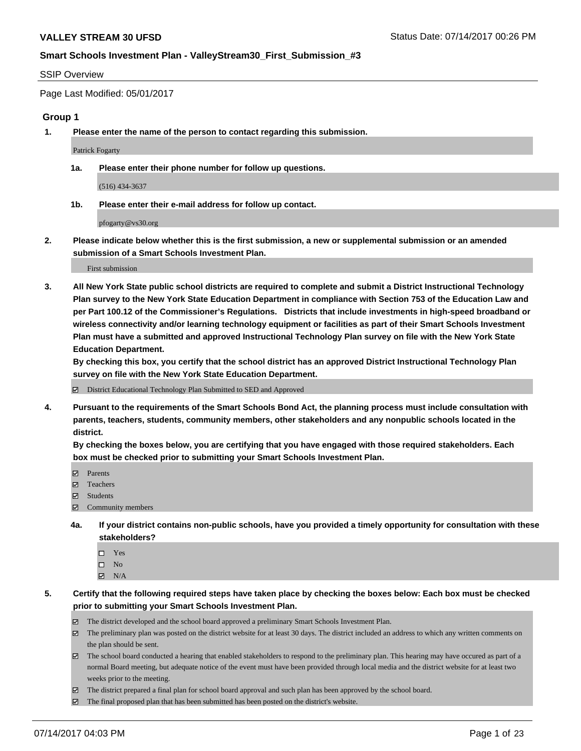## SSIP Overview

Page Last Modified: 05/01/2017

### Group 1

**1. Please enter the name of the person to contact regarding this submission.**

Patrick Fogarty

**1a. Please enter their phone number for follow up questions.**

(516) 434-3637

**1b. Please enter their e-mail address for follow up contact.**

pfogarty@vs30.org

**2. Please indicate below whether this is the first submission, a new or supplemental submission or an amended submission of a Smart Schools Investment Plan.**

First submission

**3. All New York State public school districts are required to complete and submit a District Instructional Technology Plan survey to the New York State Education Department in compliance with Section 753 of the Education Law and per Part 100.12 of the Commissioner's Regulations. Districts that include investments in high-speed broadband or wireless connectivity and/or learning technology equipment or facilities as part of their Smart Schools Investment Plan must have a submitted and approved Instructional Technology Plan survey on file with the New York State Education Department.**
**By checking this box, you certify that the school district has an approved District Instructional Technology Plan survey on file with the New York State Education Department.**

- ☑ District Educational Technology Plan Submitted to SED and Approved

**4. Pursuant to the requirements of the Smart Schools Bond Act, the planning process must include consultation with parents, teachers, students, community members, other stakeholders and any nonpublic schools located in the district.**
**By checking the boxes below, you are certifying that you have engaged with those required stakeholders. Each box must be checked prior to submitting your Smart Schools Investment Plan.**

- ☑ Parents
- ☑ Teachers
- ☑ Students
- ☑ Community members

**4a. If your district contains non-public schools, have you provided a timely opportunity for consultation with these stakeholders?**

- ☐ Yes
- ☐ No
- ☑ N/A

**5. Certify that the following required steps have taken place by checking the boxes below: Each box must be checked prior to submitting your Smart Schools Investment Plan.**

- ☑ The district developed and the school board approved a preliminary Smart Schools Investment Plan.
- ☑ The preliminary plan was posted on the district website for at least 30 days. The district included an address to which any written comments on the plan should be sent.
- ☑ The school board conducted a hearing that enabled stakeholders to respond to the preliminary plan. This hearing may have occured as part of a normal Board meeting, but adequate notice of the event must have been provided through local media and the district website for at least two weeks prior to the meeting.
- ☑ The district prepared a final plan for school board approval and such plan has been approved by the school board.
- ☑ The final proposed plan that has been submitted has been posted on the district's website.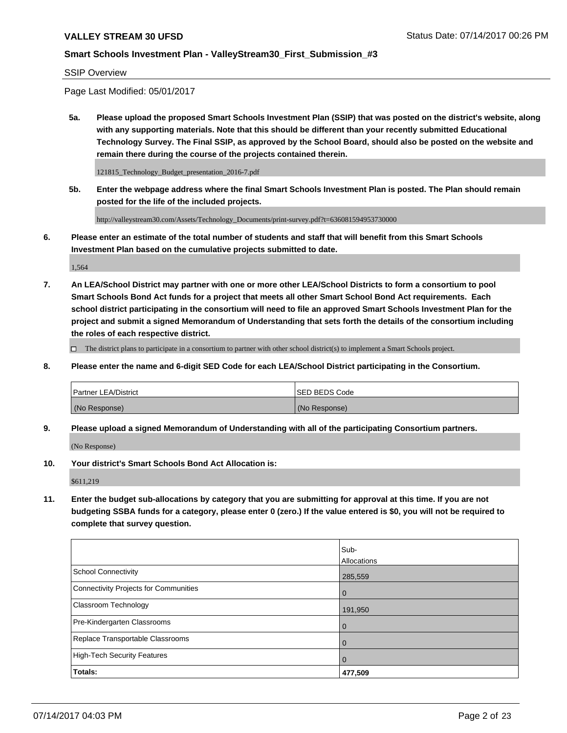SSIP Overview

Page Last Modified: 05/01/2017

**5a. Please upload the proposed Smart Schools Investment Plan (SSIP) that was posted on the district's website, along with any supporting materials. Note that this should be different than your recently submitted Educational Technology Survey. The Final SSIP, as approved by the School Board, should also be posted on the website and remain there during the course of the projects contained therein.**

121815_Technology_Budget_presentation_2016-7.pdf

**5b. Enter the webpage address where the final Smart Schools Investment Plan is posted. The Plan should remain posted for the life of the included projects.**

http://valleystream30.com/Assets/Technology_Documents/print-survey.pdf?t=636081594953730000

**6. Please enter an estimate of the total number of students and staff that will benefit from this Smart Schools Investment Plan based on the cumulative projects submitted to date.**

1,564

**7. An LEA/School District may partner with one or more other LEA/School Districts to form a consortium to pool Smart Schools Bond Act funds for a project that meets all other Smart School Bond Act requirements. Each school district participating in the consortium will need to file an approved Smart Schools Investment Plan for the project and submit a signed Memorandum of Understanding that sets forth the details of the consortium including the roles of each respective district.**

☐ The district plans to participate in a consortium to partner with other school district(s) to implement a Smart Schools project.

**8. Please enter the name and 6-digit SED Code for each LEA/School District participating in the Consortium.**

| Partner LEA/District | SED BEDS Code |
|---|---|
| (No Response) | (No Response) |

**9. Please upload a signed Memorandum of Understanding with all of the participating Consortium partners.**

(No Response)

**10. Your district's Smart Schools Bond Act Allocation is:**

$611,219

**11. Enter the budget sub-allocations by category that you are submitting for approval at this time. If you are not budgeting SSBA funds for a category, please enter 0 (zero.) If the value entered is $0, you will not be required to complete that survey question.**

| | Sub-Allocations |
|---|---|
| School Connectivity | 285,559 |
| Connectivity Projects for Communities | 0 |
| Classroom Technology | 191,950 |
| Pre-Kindergarten Classrooms | 0 |
| Replace Transportable Classrooms | 0 |
| High-Tech Security Features | 0 |
| **Totals:** | **477,509** |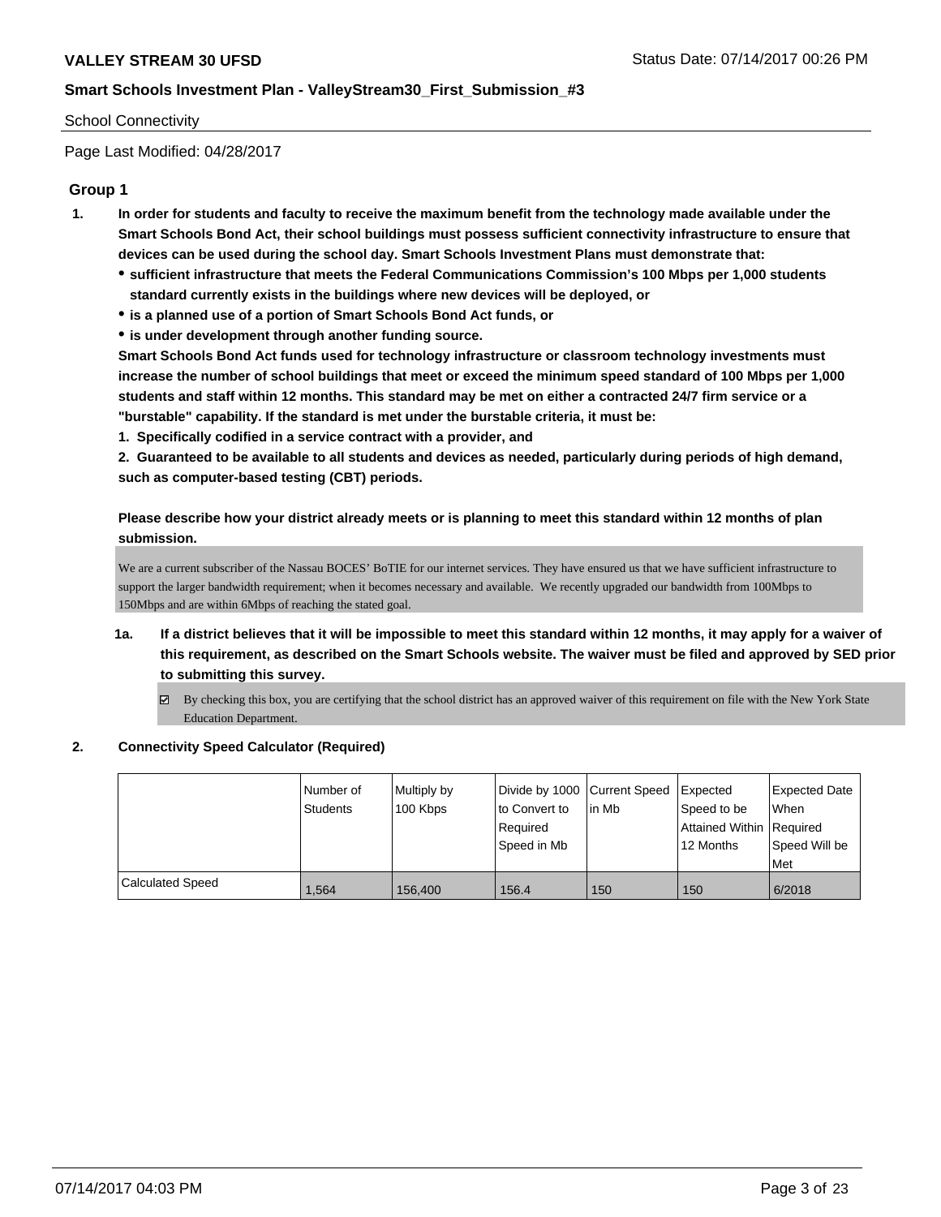School Connectivity

Page Last Modified: 04/28/2017

## Group 1

1. **In order for students and faculty to receive the maximum benefit from the technology made available under the Smart Schools Bond Act, their school buildings must possess sufficient connectivity infrastructure to ensure that devices can be used during the school day. Smart Schools Investment Plans must demonstrate that:**
   - **sufficient infrastructure that meets the Federal Communications Commission's 100 Mbps per 1,000 students standard currently exists in the buildings where new devices will be deployed, or**
   - **is a planned use of a portion of Smart Schools Bond Act funds, or**
   - **is under development through another funding source.**

   **Smart Schools Bond Act funds used for technology infrastructure or classroom technology investments must increase the number of school buildings that meet or exceed the minimum speed standard of 100 Mbps per 1,000 students and staff within 12 months. This standard may be met on either a contracted 24/7 firm service or a "burstable" capability. If the standard is met under the burstable criteria, it must be:**

   **1. Specifically codified in a service contract with a provider, and**

   **2. Guaranteed to be available to all students and devices as needed, particularly during periods of high demand, such as computer-based testing (CBT) periods.**

   **Please describe how your district already meets or is planning to meet this standard within 12 months of plan submission.**

   We are a current subscriber of the Nassau BOCES' BoTIE for our internet services. They have ensured us that we have sufficient infrastructure to support the larger bandwidth requirement; when it becomes necessary and available. We recently upgraded our bandwidth from 100Mbps to 150Mbps and are within 6Mbps of reaching the stated goal.

   1a. **If a district believes that it will be impossible to meet this standard within 12 months, it may apply for a waiver of this requirement, as described on the Smart Schools website. The waiver must be filed and approved by SED prior to submitting this survey.**

   ☑ By checking this box, you are certifying that the school district has an approved waiver of this requirement on file with the New York State Education Department.

2. **Connectivity Speed Calculator (Required)**

| | Number of Students | Multiply by 100 Kbps | Divide by 1000 to Convert to Required Speed in Mb | Current Speed in Mb | Expected Speed to be Attained Within 12 Months | Expected Date When Required Speed Will be Met |
|---|---|---|---|---|---|---|
| Calculated Speed | 1,564 | 156,400 | 156.4 | 150 | 150 | 6/2018 |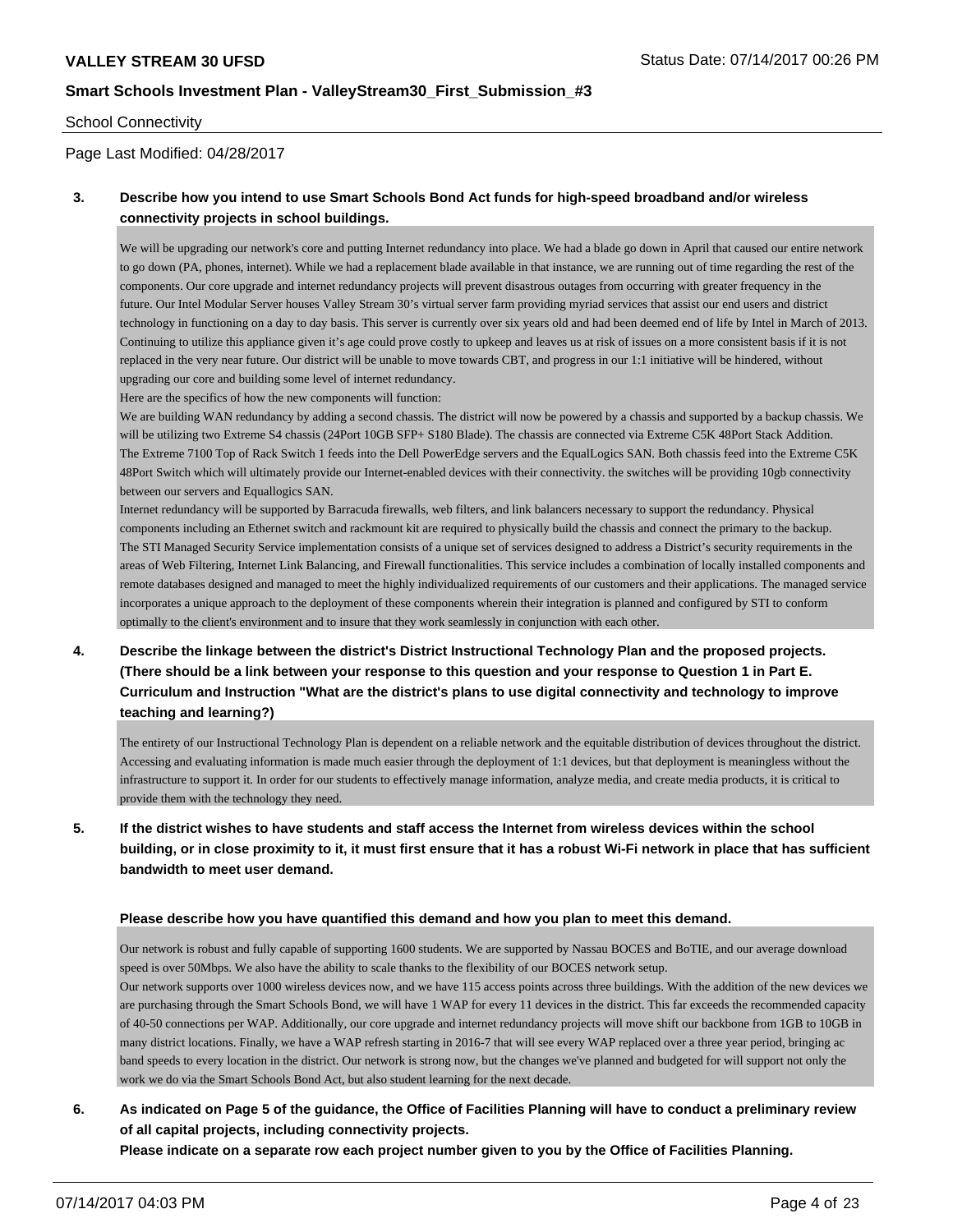School Connectivity

Page Last Modified: 04/28/2017

**3. Describe how you intend to use Smart Schools Bond Act funds for high-speed broadband and/or wireless connectivity projects in school buildings.**

We will be upgrading our network's core and putting Internet redundancy into place. We had a blade go down in April that caused our entire network to go down (PA, phones, internet). While we had a replacement blade available in that instance, we are running out of time regarding the rest of the components. Our core upgrade and internet redundancy projects will prevent disastrous outages from occurring with greater frequency in the future. Our Intel Modular Server houses Valley Stream 30's virtual server farm providing myriad services that assist our end users and district technology in functioning on a day to day basis. This server is currently over six years old and had been deemed end of life by Intel in March of 2013. Continuing to utilize this appliance given it's age could prove costly to upkeep and leaves us at risk of issues on a more consistent basis if it is not replaced in the very near future. Our district will be unable to move towards CBT, and progress in our 1:1 initiative will be hindered, without upgrading our core and building some level of internet redundancy.

Here are the specifics of how the new components will function:

We are building WAN redundancy by adding a second chassis. The district will now be powered by a chassis and supported by a backup chassis. We will be utilizing two Extreme S4 chassis (24Port 10GB SFP+ S180 Blade). The chassis are connected via Extreme C5K 48Port Stack Addition.

The Extreme 7100 Top of Rack Switch 1 feeds into the Dell PowerEdge servers and the EqualLogics SAN. Both chassis feed into the Extreme C5K 48Port Switch which will ultimately provide our Internet-enabled devices with their connectivity. the switches will be providing 10gb connectivity between our servers and Equallogics SAN.

Internet redundancy will be supported by Barracuda firewalls, web filters, and link balancers necessary to support the redundancy. Physical components including an Ethernet switch and rackmount kit are required to physically build the chassis and connect the primary to the backup.

The STI Managed Security Service implementation consists of a unique set of services designed to address a District's security requirements in the areas of Web Filtering, Internet Link Balancing, and Firewall functionalities. This service includes a combination of locally installed components and remote databases designed and managed to meet the highly individualized requirements of our customers and their applications. The managed service incorporates a unique approach to the deployment of these components wherein their integration is planned and configured by STI to conform optimally to the client's environment and to insure that they work seamlessly in conjunction with each other.

**4. Describe the linkage between the district's District Instructional Technology Plan and the proposed projects. (There should be a link between your response to this question and your response to Question 1 in Part E. Curriculum and Instruction "What are the district's plans to use digital connectivity and technology to improve teaching and learning?)**

The entirety of our Instructional Technology Plan is dependent on a reliable network and the equitable distribution of devices throughout the district. Accessing and evaluating information is made much easier through the deployment of 1:1 devices, but that deployment is meaningless without the infrastructure to support it. In order for our students to effectively manage information, analyze media, and create media products, it is critical to provide them with the technology they need.

**5. If the district wishes to have students and staff access the Internet from wireless devices within the school building, or in close proximity to it, it must first ensure that it has a robust Wi-Fi network in place that has sufficient bandwidth to meet user demand.**

**Please describe how you have quantified this demand and how you plan to meet this demand.**

Our network is robust and fully capable of supporting 1600 students. We are supported by Nassau BOCES and BoTIE, and our average download speed is over 50Mbps. We also have the ability to scale thanks to the flexibility of our BOCES network setup.

Our network supports over 1000 wireless devices now, and we have 115 access points across three buildings. With the addition of the new devices we are purchasing through the Smart Schools Bond, we will have 1 WAP for every 11 devices in the district. This far exceeds the recommended capacity of 40-50 connections per WAP. Additionally, our core upgrade and internet redundancy projects will move shift our backbone from 1GB to 10GB in many district locations. Finally, we have a WAP refresh starting in 2016-7 that will see every WAP replaced over a three year period, bringing ac band speeds to every location in the district. Our network is strong now, but the changes we've planned and budgeted for will support not only the work we do via the Smart Schools Bond Act, but also student learning for the next decade.

**6. As indicated on Page 5 of the guidance, the Office of Facilities Planning will have to conduct a preliminary review of all capital projects, including connectivity projects.**
**Please indicate on a separate row each project number given to you by the Office of Facilities Planning.**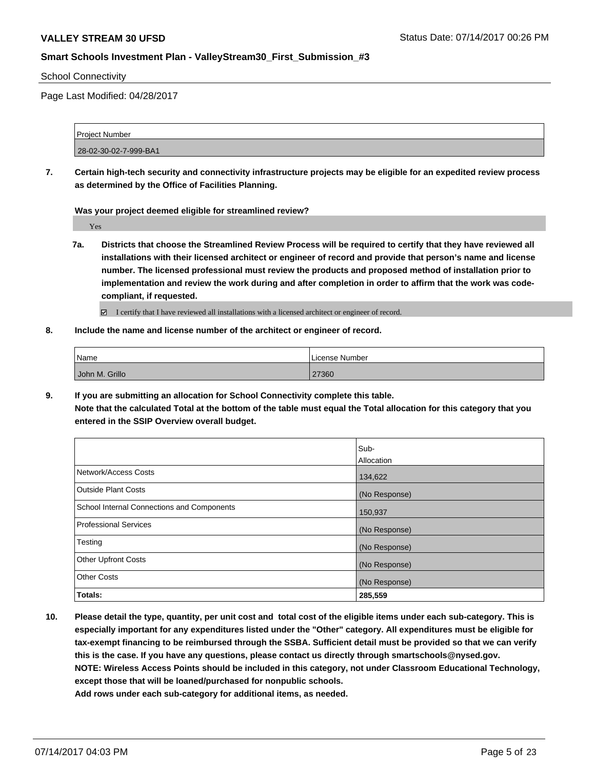School Connectivity

Page Last Modified: 04/28/2017

| Project Number |
| --- |
| 28-02-30-02-7-999-BA1 |

**7. Certain high-tech security and connectivity infrastructure projects may be eligible for an expedited review process as determined by the Office of Facilities Planning.**

**Was your project deemed eligible for streamlined review?**

Yes

**7a. Districts that choose the Streamlined Review Process will be required to certify that they have reviewed all installations with their licensed architect or engineer of record and provide that person's name and license number. The licensed professional must review the products and proposed method of installation prior to implementation and review the work during and after completion in order to affirm that the work was code-compliant, if requested.**

☑ I certify that I have reviewed all installations with a licensed architect or engineer of record.

**8. Include the name and license number of the architect or engineer of record.**

| Name | License Number |
| --- | --- |
| John M. Grillo | 27360 |

**9. If you are submitting an allocation for School Connectivity complete this table. Note that the calculated Total at the bottom of the table must equal the Total allocation for this category that you entered in the SSIP Overview overall budget.**

| | Sub-Allocation |
| --- | --- |
| Network/Access Costs | 134,622 |
| Outside Plant Costs | (No Response) |
| School Internal Connections and Components | 150,937 |
| Professional Services | (No Response) |
| Testing | (No Response) |
| Other Upfront Costs | (No Response) |
| Other Costs | (No Response) |
| **Totals:** | **285,559** |

**10. Please detail the type, quantity, per unit cost and total cost of the eligible items under each sub-category. This is especially important for any expenditures listed under the "Other" category. All expenditures must be eligible for tax-exempt financing to be reimbursed through the SSBA. Sufficient detail must be provided so that we can verify this is the case. If you have any questions, please contact us directly through smartschools@nysed.gov. NOTE: Wireless Access Points should be included in this category, not under Classroom Educational Technology, except those that will be loaned/purchased for nonpublic schools. Add rows under each sub-category for additional items, as needed.**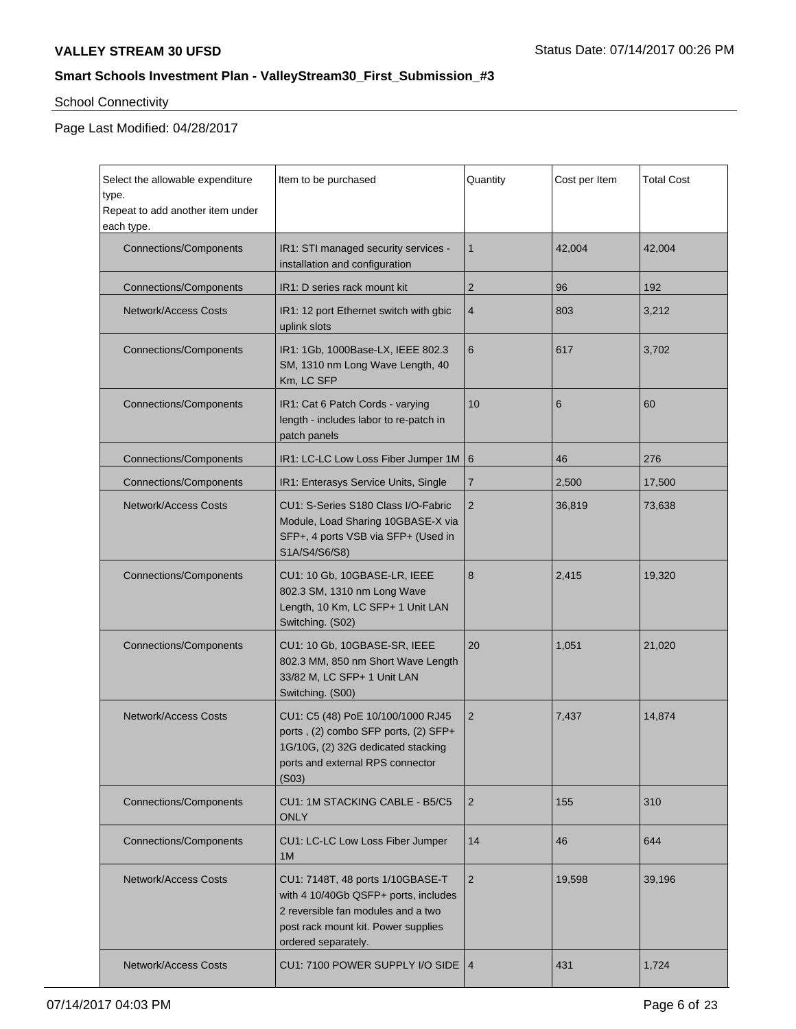School Connectivity

Page Last Modified: 04/28/2017

| Select the allowable expenditure type. Repeat to add another item under each type. | Item to be purchased | Quantity | Cost per Item | Total Cost |
|---|---|---|---|---|
| Connections/Components | IR1: STI managed security services - installation and configuration | 1 | 42,004 | 42,004 |
| Connections/Components | IR1: D series rack mount kit | 2 | 96 | 192 |
| Network/Access Costs | IR1: 12 port Ethernet switch with gbic uplink slots | 4 | 803 | 3,212 |
| Connections/Components | IR1: 1Gb, 1000Base-LX, IEEE 802.3 SM, 1310 nm Long Wave Length, 40 Km, LC SFP | 6 | 617 | 3,702 |
| Connections/Components | IR1: Cat 6 Patch Cords - varying length - includes labor to re-patch in patch panels | 10 | 6 | 60 |
| Connections/Components | IR1: LC-LC Low Loss Fiber Jumper 1M | 6 | 46 | 276 |
| Connections/Components | IR1: Enterasys Service Units, Single | 7 | 2,500 | 17,500 |
| Network/Access Costs | CU1: S-Series S180 Class I/O-Fabric Module, Load Sharing 10GBASE-X via SFP+, 4 ports VSB via SFP+ (Used in S1A/S4/S6/S8) | 2 | 36,819 | 73,638 |
| Connections/Components | CU1: 10 Gb, 10GBASE-LR, IEEE 802.3 SM, 1310 nm Long Wave Length, 10 Km, LC SFP+ 1 Unit LAN Switching. (S02) | 8 | 2,415 | 19,320 |
| Connections/Components | CU1: 10 Gb, 10GBASE-SR, IEEE 802.3 MM, 850 nm Short Wave Length 33/82 M, LC SFP+ 1 Unit LAN Switching. (S00) | 20 | 1,051 | 21,020 |
| Network/Access Costs | CU1: C5 (48) PoE 10/100/1000 RJ45 ports , (2) combo SFP ports, (2) SFP+ 1G/10G, (2) 32G dedicated stacking ports and external RPS connector (S03) | 2 | 7,437 | 14,874 |
| Connections/Components | CU1: 1M STACKING CABLE - B5/C5 ONLY | 2 | 155 | 310 |
| Connections/Components | CU1: LC-LC Low Loss Fiber Jumper 1M | 14 | 46 | 644 |
| Network/Access Costs | CU1: 7148T, 48 ports 1/10GBASE-T with 4 10/40Gb QSFP+ ports, includes 2 reversible fan modules and a two post rack mount kit. Power supplies ordered separately. | 2 | 19,598 | 39,196 |
| Network/Access Costs | CU1: 7100 POWER SUPPLY I/O SIDE | 4 | 431 | 1,724 |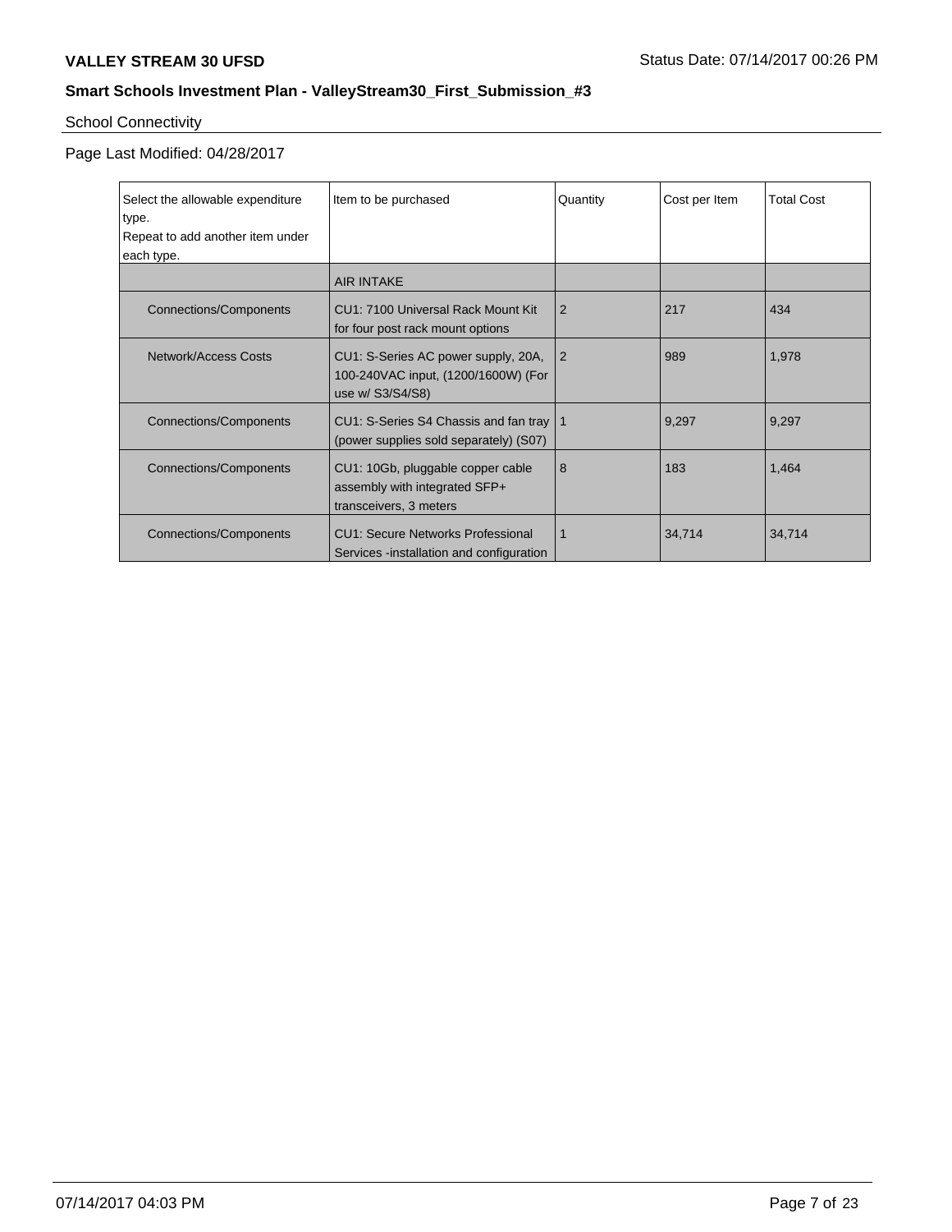**VALLEY STREAM 30 UFSD** Status Date: 07/14/2017 00:26 PM

**Smart Schools Investment Plan - ValleyStream30_First_Submission_#3**

School Connectivity

Page Last Modified: 04/28/2017

| Select the allowable expenditure type. Repeat to add another item under each type. | Item to be purchased | Quantity | Cost per Item | Total Cost |
|---|---|---|---|---|
| | AIR INTAKE | | | |
| Connections/Components | CU1: 7100 Universal Rack Mount Kit for four post rack mount options | 2 | 217 | 434 |
| Network/Access Costs | CU1: S-Series AC power supply, 20A, 100-240VAC input, (1200/1600W) (For use w/ S3/S4/S8) | 2 | 989 | 1,978 |
| Connections/Components | CU1: S-Series S4 Chassis and fan tray (power supplies sold separately) (S07) | 1 | 9,297 | 9,297 |
| Connections/Components | CU1: 10Gb, pluggable copper cable assembly with integrated SFP+ transceivers, 3 meters | 8 | 183 | 1,464 |
| Connections/Components | CU1: Secure Networks Professional Services -installation and configuration | 1 | 34,714 | 34,714 |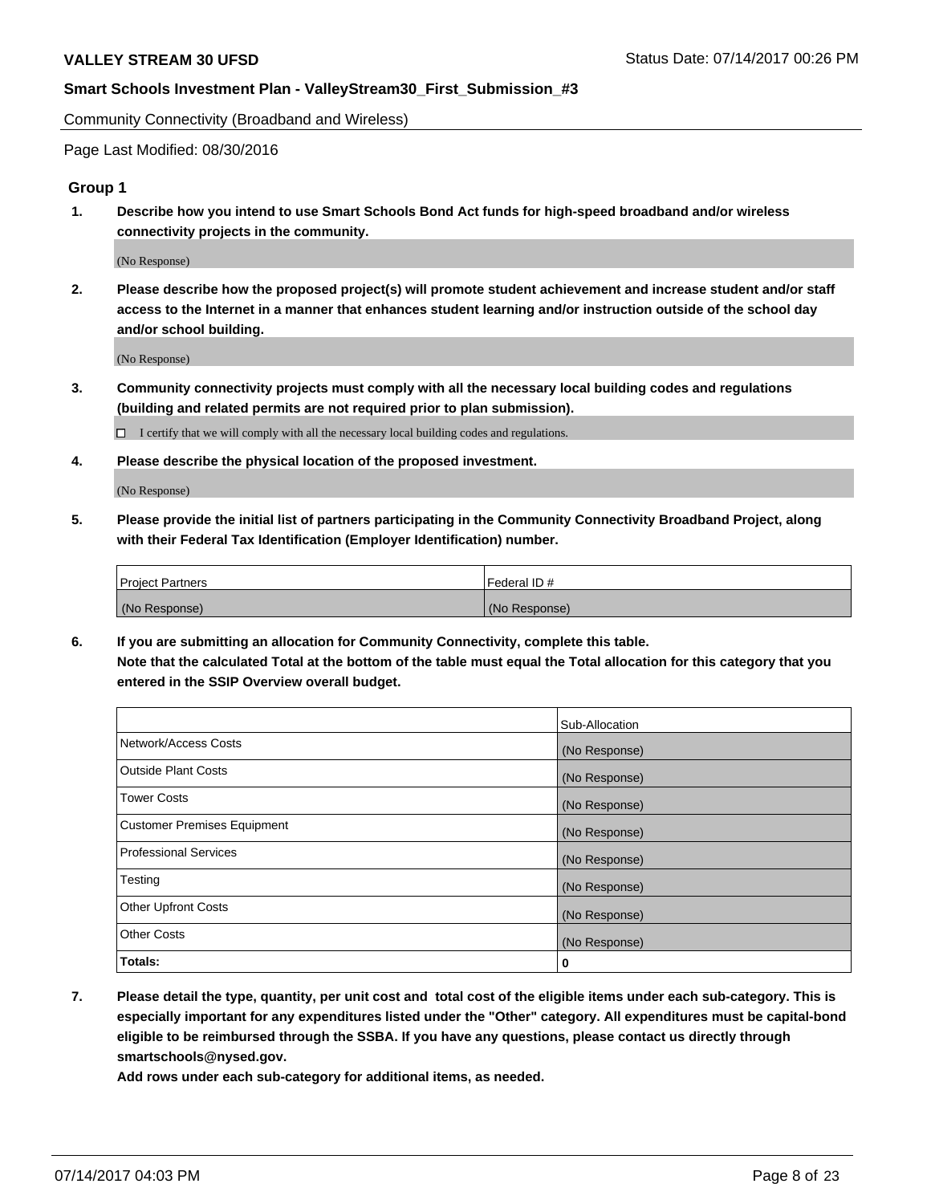Community Connectivity (Broadband and Wireless)

Page Last Modified: 08/30/2016

### Group 1

**1. Describe how you intend to use Smart Schools Bond Act funds for high-speed broadband and/or wireless connectivity projects in the community.**

(No Response)

**2. Please describe how the proposed project(s) will promote student achievement and increase student and/or staff access to the Internet in a manner that enhances student learning and/or instruction outside of the school day and/or school building.**

(No Response)

**3. Community connectivity projects must comply with all the necessary local building codes and regulations (building and related permits are not required prior to plan submission).**

☐ I certify that we will comply with all the necessary local building codes and regulations.

**4. Please describe the physical location of the proposed investment.**

(No Response)

**5. Please provide the initial list of partners participating in the Community Connectivity Broadband Project, along with their Federal Tax Identification (Employer Identification) number.**

| Project Partners | Federal ID # |
|---|---|
| (No Response) | (No Response) |

**6. If you are submitting an allocation for Community Connectivity, complete this table. Note that the calculated Total at the bottom of the table must equal the Total allocation for this category that you entered in the SSIP Overview overall budget.**

| | Sub-Allocation |
|---|---|
| Network/Access Costs | (No Response) |
| Outside Plant Costs | (No Response) |
| Tower Costs | (No Response) |
| Customer Premises Equipment | (No Response) |
| Professional Services | (No Response) |
| Testing | (No Response) |
| Other Upfront Costs | (No Response) |
| Other Costs | (No Response) |
| **Totals:** | **0** |

**7. Please detail the type, quantity, per unit cost and total cost of the eligible items under each sub-category. This is especially important for any expenditures listed under the "Other" category. All expenditures must be capital-bond eligible to be reimbursed through the SSBA. If you have any questions, please contact us directly through smartschools@nysed.gov.**

**Add rows under each sub-category for additional items, as needed.**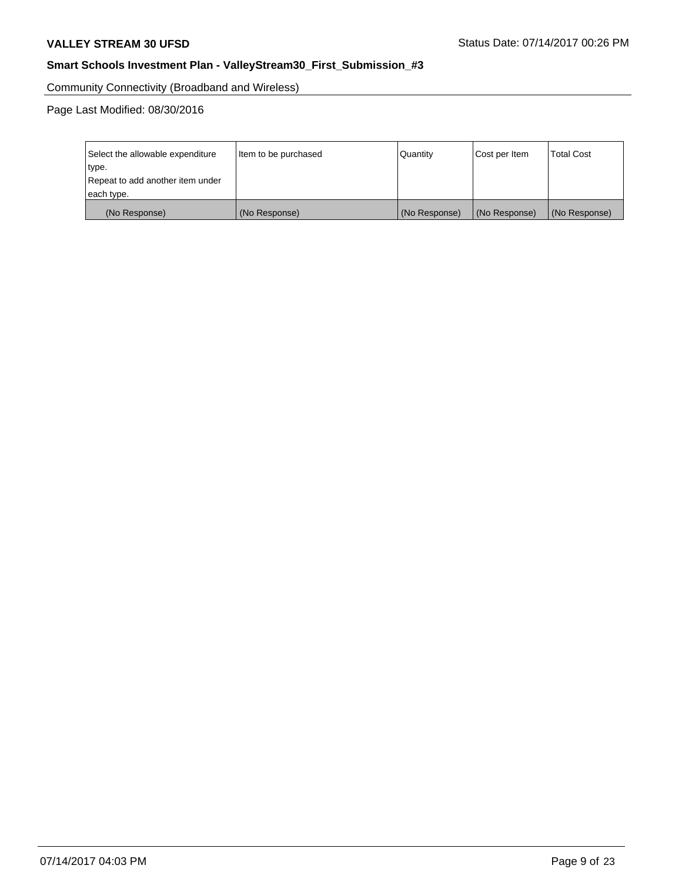Community Connectivity (Broadband and Wireless)

Page Last Modified: 08/30/2016

| Select the allowable expenditure type. Repeat to add another item under each type. | Item to be purchased | Quantity | Cost per Item | Total Cost |
|---|---|---|---|---|
| (No Response) | (No Response) | (No Response) | (No Response) | (No Response) |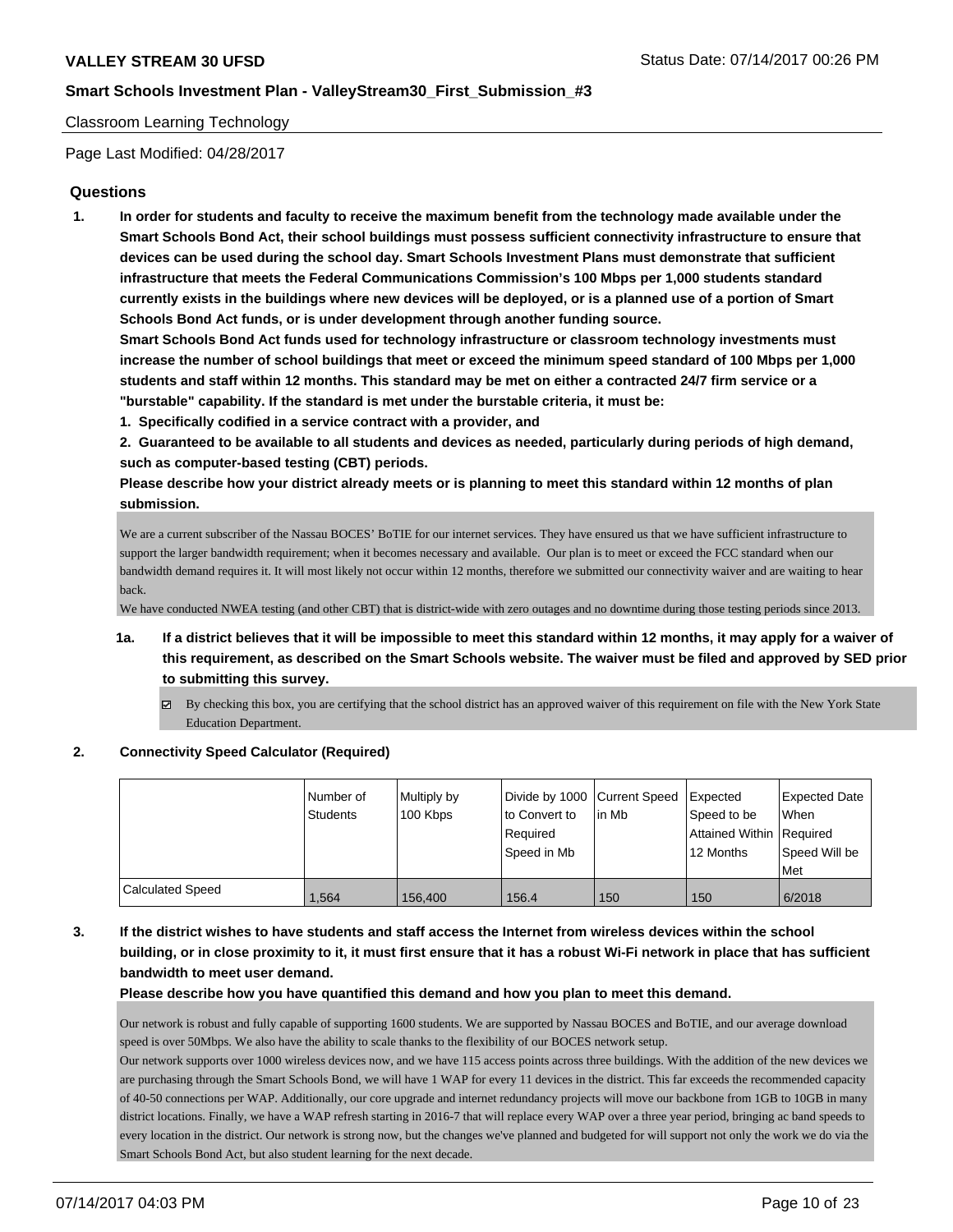Classroom Learning Technology

Page Last Modified: 04/28/2017

## Questions

1. **In order for students and faculty to receive the maximum benefit from the technology made available under the Smart Schools Bond Act, their school buildings must possess sufficient connectivity infrastructure to ensure that devices can be used during the school day. Smart Schools Investment Plans must demonstrate that sufficient infrastructure that meets the Federal Communications Commission's 100 Mbps per 1,000 students standard currently exists in the buildings where new devices will be deployed, or is a planned use of a portion of Smart Schools Bond Act funds, or is under development through another funding source.**

   **Smart Schools Bond Act funds used for technology infrastructure or classroom technology investments must increase the number of school buildings that meet or exceed the minimum speed standard of 100 Mbps per 1,000 students and staff within 12 months. This standard may be met on either a contracted 24/7 firm service or a "burstable" capability. If the standard is met under the burstable criteria, it must be:**

   **1. Specifically codified in a service contract with a provider, and**

   **2. Guaranteed to be available to all students and devices as needed, particularly during periods of high demand, such as computer-based testing (CBT) periods.**

   **Please describe how your district already meets or is planning to meet this standard within 12 months of plan submission.**

   We are a current subscriber of the Nassau BOCES' BoTIE for our internet services. They have ensured us that we have sufficient infrastructure to support the larger bandwidth requirement; when it becomes necessary and available. Our plan is to meet or exceed the FCC standard when our bandwidth demand requires it. It will most likely not occur within 12 months, therefore we submitted our connectivity waiver and are waiting to hear back.
   We have conducted NWEA testing (and other CBT) that is district-wide with zero outages and no downtime during those testing periods since 2013.

   1a. **If a district believes that it will be impossible to meet this standard within 12 months, it may apply for a waiver of this requirement, as described on the Smart Schools website. The waiver must be filed and approved by SED prior to submitting this survey.**

   - [x] By checking this box, you are certifying that the school district has an approved waiver of this requirement on file with the New York State Education Department.

2. **Connectivity Speed Calculator (Required)**

| | Number of Students | Multiply by 100 Kbps | Divide by 1000 to Convert to Required Speed in Mb | Current Speed in Mb | Expected Speed to be Attained Within 12 Months | Expected Date When Required Speed Will be Met |
|---|---|---|---|---|---|---|
| Calculated Speed | 1,564 | 156,400 | 156.4 | 150 | 150 | 6/2018 |

3. **If the district wishes to have students and staff access the Internet from wireless devices within the school building, or in close proximity to it, it must first ensure that it has a robust Wi-Fi network in place that has sufficient bandwidth to meet user demand.**

   **Please describe how you have quantified this demand and how you plan to meet this demand.**

   Our network is robust and fully capable of supporting 1600 students. We are supported by Nassau BOCES and BoTIE, and our average download speed is over 50Mbps. We also have the ability to scale thanks to the flexibility of our BOCES network setup.
   Our network supports over 1000 wireless devices now, and we have 115 access points across three buildings. With the addition of the new devices we are purchasing through the Smart Schools Bond, we will have 1 WAP for every 11 devices in the district. This far exceeds the recommended capacity of 40-50 connections per WAP. Additionally, our core upgrade and internet redundancy projects will move our backbone from 1GB to 10GB in many district locations. Finally, we have a WAP refresh starting in 2016-7 that will replace every WAP over a three year period, bringing ac band speeds to every location in the district. Our network is strong now, but the changes we've planned and budgeted for will support not only the work we do via the Smart Schools Bond Act, but also student learning for the next decade.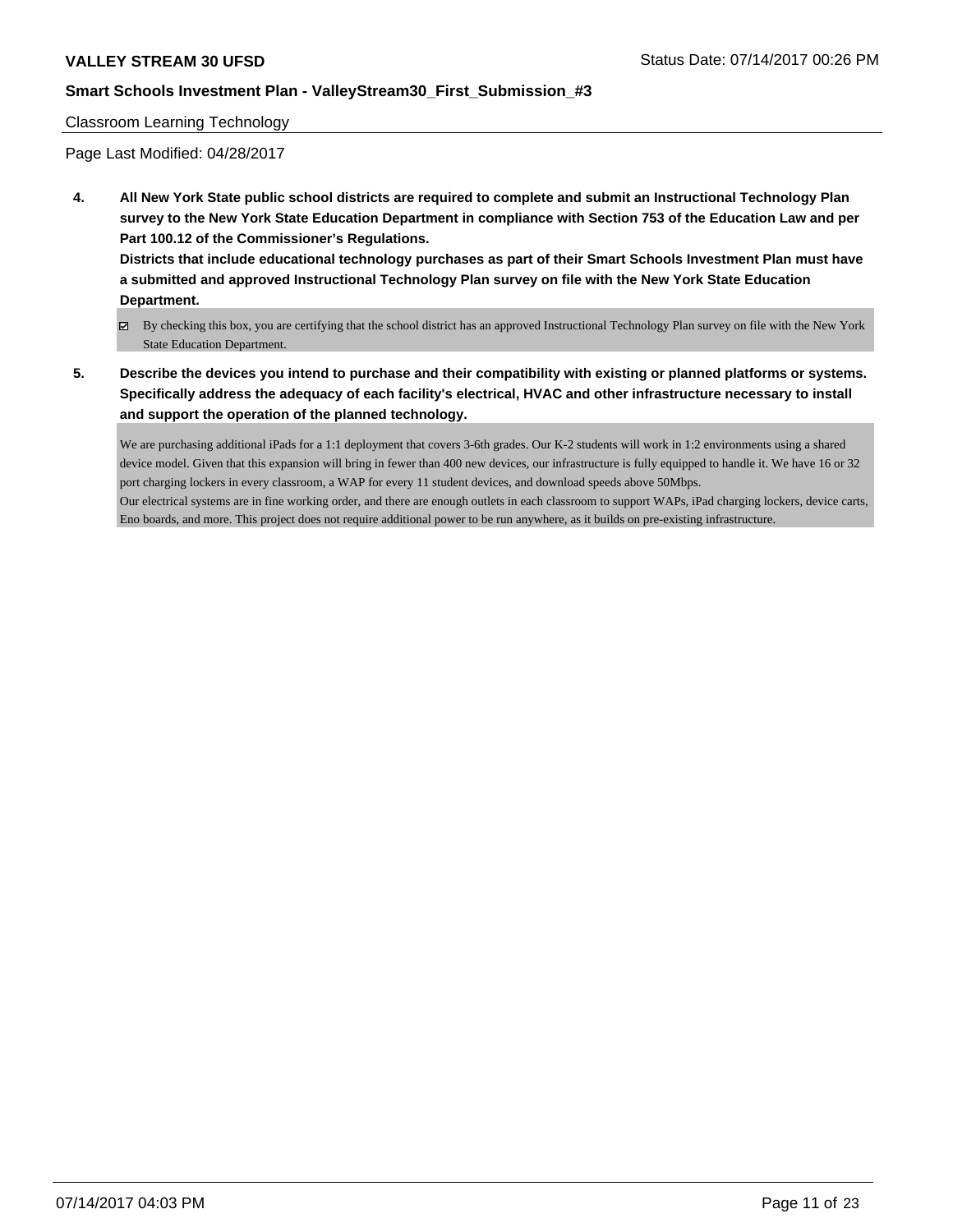Classroom Learning Technology

Page Last Modified: 04/28/2017

**4. All New York State public school districts are required to complete and submit an Instructional Technology Plan survey to the New York State Education Department in compliance with Section 753 of the Education Law and per Part 100.12 of the Commissioner's Regulations.**

**Districts that include educational technology purchases as part of their Smart Schools Investment Plan must have a submitted and approved Instructional Technology Plan survey on file with the New York State Education Department.**

☑ By checking this box, you are certifying that the school district has an approved Instructional Technology Plan survey on file with the New York State Education Department.

**5. Describe the devices you intend to purchase and their compatibility with existing or planned platforms or systems. Specifically address the adequacy of each facility's electrical, HVAC and other infrastructure necessary to install and support the operation of the planned technology.**

We are purchasing additional iPads for a 1:1 deployment that covers 3-6th grades. Our K-2 students will work in 1:2 environments using a shared device model. Given that this expansion will bring in fewer than 400 new devices, our infrastructure is fully equipped to handle it. We have 16 or 32 port charging lockers in every classroom, a WAP for every 11 student devices, and download speeds above 50Mbps.
Our electrical systems are in fine working order, and there are enough outlets in each classroom to support WAPs, iPad charging lockers, device carts, Eno boards, and more. This project does not require additional power to be run anywhere, as it builds on pre-existing infrastructure.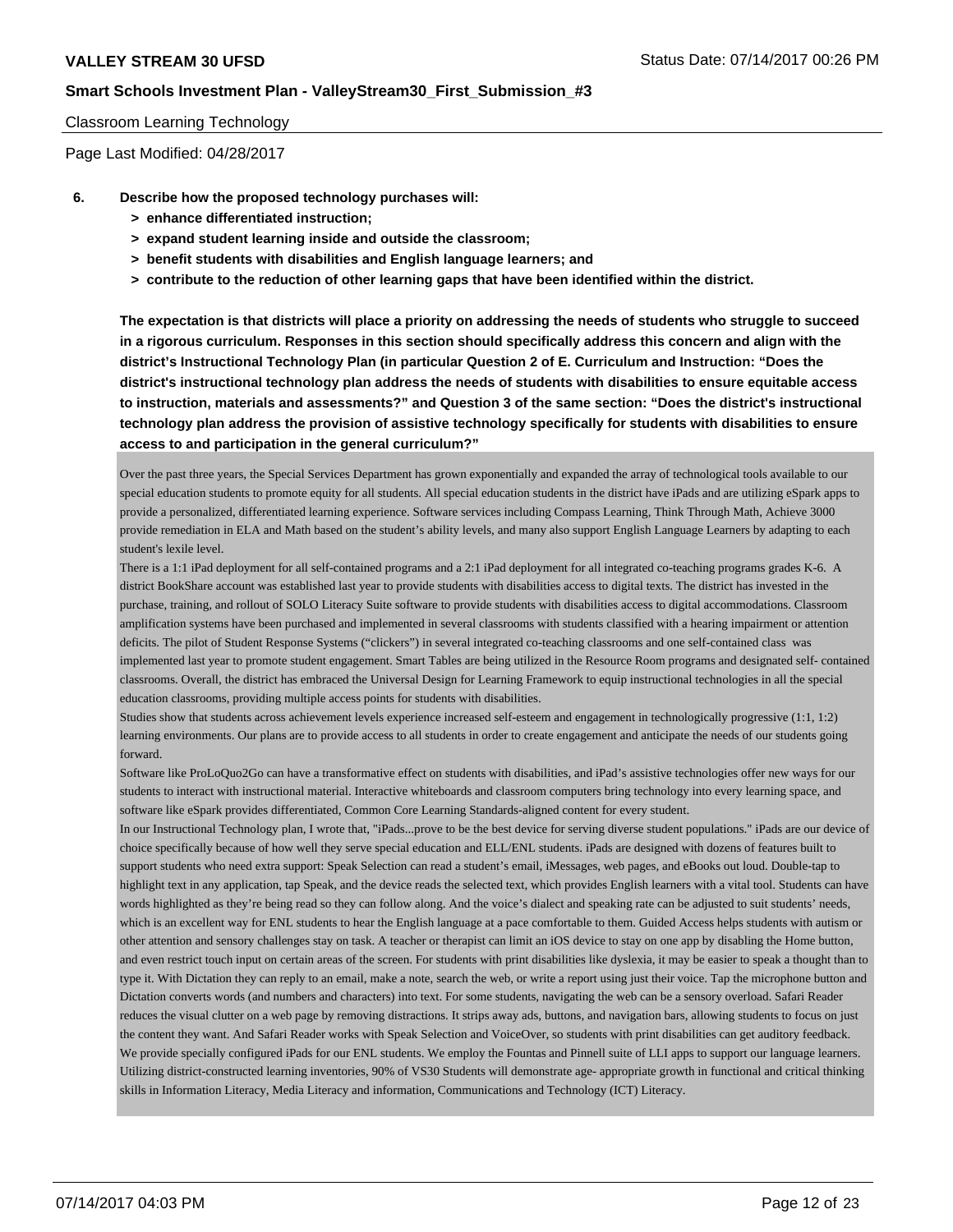Classroom Learning Technology

Page Last Modified: 04/28/2017

**6. Describe how the proposed technology purchases will:**

- **> enhance differentiated instruction;**
- **> expand student learning inside and outside the classroom;**
- **> benefit students with disabilities and English language learners; and**
- **> contribute to the reduction of other learning gaps that have been identified within the district.**

**The expectation is that districts will place a priority on addressing the needs of students who struggle to succeed in a rigorous curriculum. Responses in this section should specifically address this concern and align with the district's Instructional Technology Plan (in particular Question 2 of E. Curriculum and Instruction: "Does the district's instructional technology plan address the needs of students with disabilities to ensure equitable access to instruction, materials and assessments?" and Question 3 of the same section: "Does the district's instructional technology plan address the provision of assistive technology specifically for students with disabilities to ensure access to and participation in the general curriculum?"**

Over the past three years, the Special Services Department has grown exponentially and expanded the array of technological tools available to our special education students to promote equity for all students. All special education students in the district have iPads and are utilizing eSpark apps to provide a personalized, differentiated learning experience. Software services including Compass Learning, Think Through Math, Achieve 3000 provide remediation in ELA and Math based on the student's ability levels, and many also support English Language Learners by adapting to each student's lexile level.
There is a 1:1 iPad deployment for all self-contained programs and a 2:1 iPad deployment for all integrated co-teaching programs grades K-6. A district BookShare account was established last year to provide students with disabilities access to digital texts. The district has invested in the purchase, training, and rollout of SOLO Literacy Suite software to provide students with disabilities access to digital accommodations. Classroom amplification systems have been purchased and implemented in several classrooms with students classified with a hearing impairment or attention deficits. The pilot of Student Response Systems ("clickers") in several integrated co-teaching classrooms and one self-contained class was implemented last year to promote student engagement. Smart Tables are being utilized in the Resource Room programs and designated self- contained classrooms. Overall, the district has embraced the Universal Design for Learning Framework to equip instructional technologies in all the special education classrooms, providing multiple access points for students with disabilities.
Studies show that students across achievement levels experience increased self-esteem and engagement in technologically progressive (1:1, 1:2) learning environments. Our plans are to provide access to all students in order to create engagement and anticipate the needs of our students going forward.
Software like ProLoQuo2Go can have a transformative effect on students with disabilities, and iPad's assistive technologies offer new ways for our students to interact with instructional material. Interactive whiteboards and classroom computers bring technology into every learning space, and software like eSpark provides differentiated, Common Core Learning Standards-aligned content for every student.
In our Instructional Technology plan, I wrote that, "iPads...prove to be the best device for serving diverse student populations." iPads are our device of choice specifically because of how well they serve special education and ELL/ENL students. iPads are designed with dozens of features built to support students who need extra support: Speak Selection can read a student's email, iMessages, web pages, and eBooks out loud. Double-tap to highlight text in any application, tap Speak, and the device reads the selected text, which provides English learners with a vital tool. Students can have words highlighted as they're being read so they can follow along. And the voice's dialect and speaking rate can be adjusted to suit students' needs, which is an excellent way for ENL students to hear the English language at a pace comfortable to them. Guided Access helps students with autism or other attention and sensory challenges stay on task. A teacher or therapist can limit an iOS device to stay on one app by disabling the Home button, and even restrict touch input on certain areas of the screen. For students with print disabilities like dyslexia, it may be easier to speak a thought than to type it. With Dictation they can reply to an email, make a note, search the web, or write a report using just their voice. Tap the microphone button and Dictation converts words (and numbers and characters) into text. For some students, navigating the web can be a sensory overload. Safari Reader reduces the visual clutter on a web page by removing distractions. It strips away ads, buttons, and navigation bars, allowing students to focus on just the content they want. And Safari Reader works with Speak Selection and VoiceOver, so students with print disabilities can get auditory feedback.
We provide specially configured iPads for our ENL students. We employ the Fountas and Pinnell suite of LLI apps to support our language learners.
Utilizing district-constructed learning inventories, 90% of VS30 Students will demonstrate age- appropriate growth in functional and critical thinking skills in Information Literacy, Media Literacy and information, Communications and Technology (ICT) Literacy.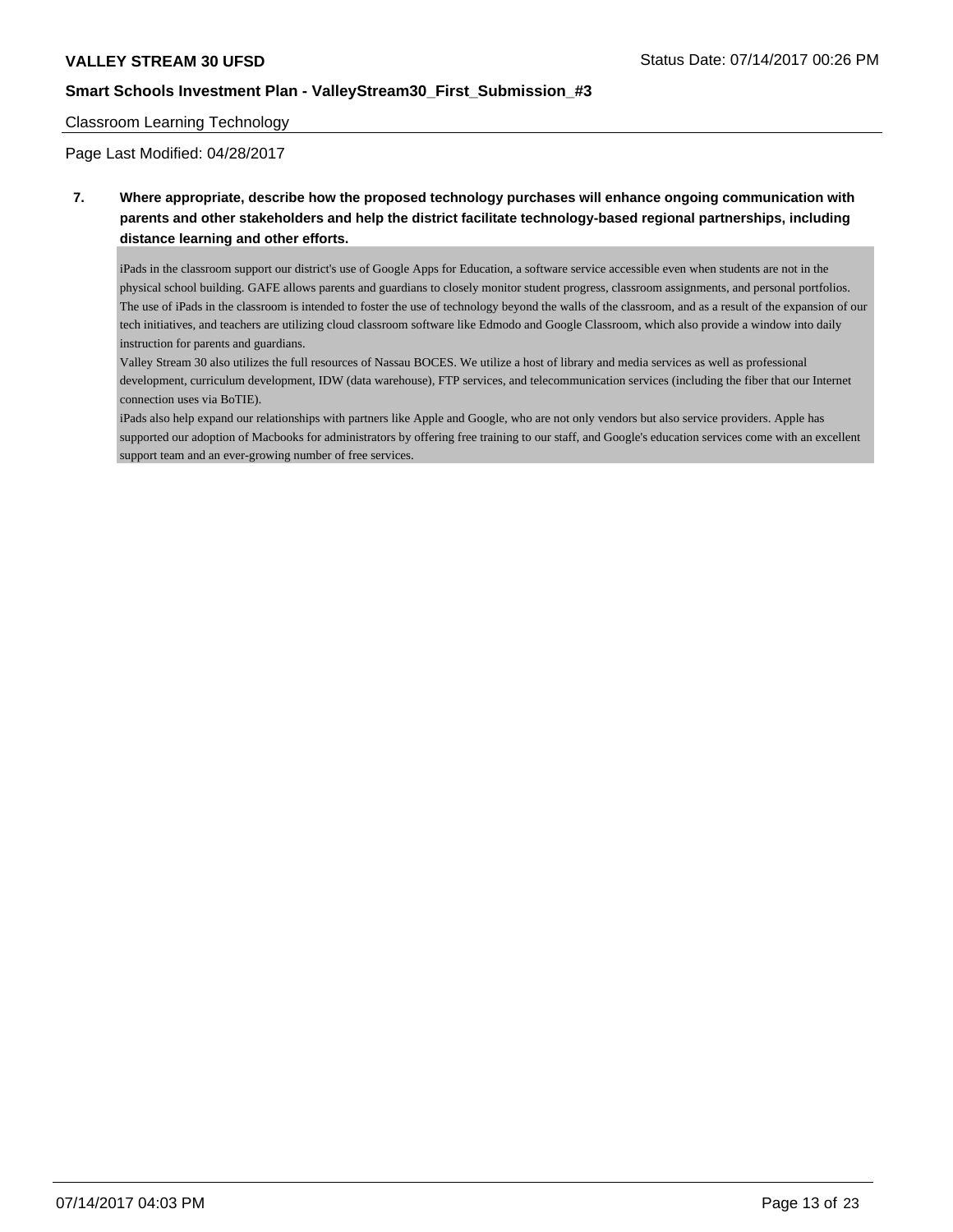Classroom Learning Technology

Page Last Modified: 04/28/2017

**7. Where appropriate, describe how the proposed technology purchases will enhance ongoing communication with parents and other stakeholders and help the district facilitate technology-based regional partnerships, including distance learning and other efforts.**

iPads in the classroom support our district's use of Google Apps for Education, a software service accessible even when students are not in the physical school building. GAFE allows parents and guardians to closely monitor student progress, classroom assignments, and personal portfolios. The use of iPads in the classroom is intended to foster the use of technology beyond the walls of the classroom, and as a result of the expansion of our tech initiatives, and teachers are utilizing cloud classroom software like Edmodo and Google Classroom, which also provide a window into daily instruction for parents and guardians.

Valley Stream 30 also utilizes the full resources of Nassau BOCES. We utilize a host of library and media services as well as professional development, curriculum development, IDW (data warehouse), FTP services, and telecommunication services (including the fiber that our Internet connection uses via BoTIE).

iPads also help expand our relationships with partners like Apple and Google, who are not only vendors but also service providers. Apple has supported our adoption of Macbooks for administrators by offering free training to our staff, and Google's education services come with an excellent support team and an ever-growing number of free services.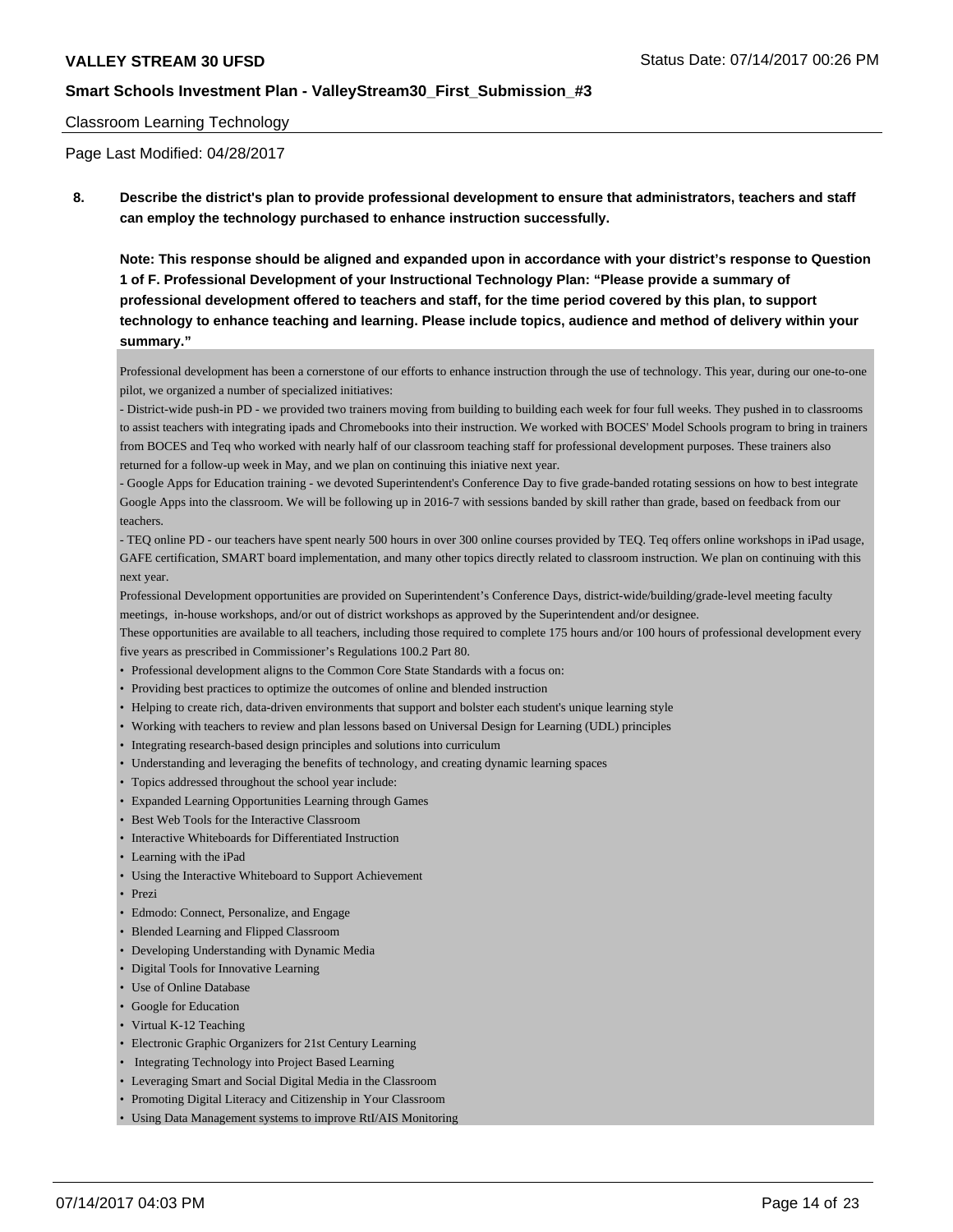Classroom Learning Technology

Page Last Modified: 04/28/2017

**8. Describe the district's plan to provide professional development to ensure that administrators, teachers and staff can employ the technology purchased to enhance instruction successfully.**

**Note: This response should be aligned and expanded upon in accordance with your district's response to Question 1 of F. Professional Development of your Instructional Technology Plan: "Please provide a summary of professional development offered to teachers and staff, for the time period covered by this plan, to support technology to enhance teaching and learning. Please include topics, audience and method of delivery within your summary."**

Professional development has been a cornerstone of our efforts to enhance instruction through the use of technology. This year, during our one-to-one pilot, we organized a number of specialized initiatives:

- District-wide push-in PD - we provided two trainers moving from building to building each week for four full weeks. They pushed in to classrooms to assist teachers with integrating ipads and Chromebooks into their instruction. We worked with BOCES' Model Schools program to bring in trainers from BOCES and Teq who worked with nearly half of our classroom teaching staff for professional development purposes. These trainers also returned for a follow-up week in May, and we plan on continuing this iniative next year.
- Google Apps for Education training - we devoted Superintendent's Conference Day to five grade-banded rotating sessions on how to best integrate Google Apps into the classroom. We will be following up in 2016-7 with sessions banded by skill rather than grade, based on feedback from our teachers.
- TEQ online PD - our teachers have spent nearly 500 hours in over 300 online courses provided by TEQ. Teq offers online workshops in iPad usage, GAFE certification, SMART board implementation, and many other topics directly related to classroom instruction. We plan on continuing with this next year.

Professional Development opportunities are provided on Superintendent's Conference Days, district-wide/building/grade-level meeting faculty meetings, in-house workshops, and/or out of district workshops as approved by the Superintendent and/or designee.

These opportunities are available to all teachers, including those required to complete 175 hours and/or 100 hours of professional development every five years as prescribed in Commissioner's Regulations 100.2 Part 80.

- Professional development aligns to the Common Core State Standards with a focus on:
- Providing best practices to optimize the outcomes of online and blended instruction
- Helping to create rich, data-driven environments that support and bolster each student's unique learning style
- Working with teachers to review and plan lessons based on Universal Design for Learning (UDL) principles
- Integrating research-based design principles and solutions into curriculum
- Understanding and leveraging the benefits of technology, and creating dynamic learning spaces
- Topics addressed throughout the school year include:
- Expanded Learning Opportunities Learning through Games
- Best Web Tools for the Interactive Classroom
- Interactive Whiteboards for Differentiated Instruction
- Learning with the iPad
- Using the Interactive Whiteboard to Support Achievement
- Prezi
- Edmodo: Connect, Personalize, and Engage
- Blended Learning and Flipped Classroom
- Developing Understanding with Dynamic Media
- Digital Tools for Innovative Learning
- Use of Online Database
- Google for Education
- Virtual K-12 Teaching
- Electronic Graphic Organizers for 21st Century Learning
- Integrating Technology into Project Based Learning
- Leveraging Smart and Social Digital Media in the Classroom
- Promoting Digital Literacy and Citizenship in Your Classroom
- Using Data Management systems to improve RtI/AIS Monitoring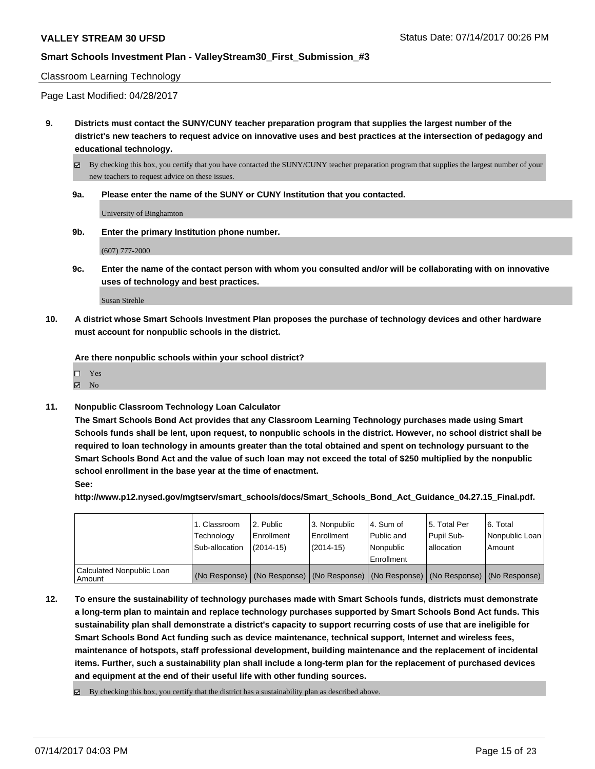Classroom Learning Technology

Page Last Modified: 04/28/2017

**9. Districts must contact the SUNY/CUNY teacher preparation program that supplies the largest number of the district's new teachers to request advice on innovative uses and best practices at the intersection of pedagogy and educational technology.**

☑ By checking this box, you certify that you have contacted the SUNY/CUNY teacher preparation program that supplies the largest number of your new teachers to request advice on these issues.

**9a. Please enter the name of the SUNY or CUNY Institution that you contacted.**

University of Binghamton

**9b. Enter the primary Institution phone number.**

(607) 777-2000

**9c. Enter the name of the contact person with whom you consulted and/or will be collaborating with on innovative uses of technology and best practices.**

Susan Strehle

**10. A district whose Smart Schools Investment Plan proposes the purchase of technology devices and other hardware must account for nonpublic schools in the district.**

**Are there nonpublic schools within your school district?**

☐ Yes
☑ No

**11. Nonpublic Classroom Technology Loan Calculator**

**The Smart Schools Bond Act provides that any Classroom Learning Technology purchases made using Smart Schools funds shall be lent, upon request, to nonpublic schools in the district. However, no school district shall be required to loan technology in amounts greater than the total obtained and spent on technology pursuant to the Smart Schools Bond Act and the value of such loan may not exceed the total of $250 multiplied by the nonpublic school enrollment in the base year at the time of enactment.**

**See:**

**http://www.p12.nysed.gov/mgtserv/smart_schools/docs/Smart_Schools_Bond_Act_Guidance_04.27.15_Final.pdf.**

| | 1. Classroom Technology Sub-allocation | 2. Public Enrollment (2014-15) | 3. Nonpublic Enrollment (2014-15) | 4. Sum of Public and Nonpublic Enrollment | 5. Total Per Pupil Sub-allocation | 6. Total Nonpublic Loan Amount |
|---|---|---|---|---|---|---|
| Calculated Nonpublic Loan Amount | (No Response) | (No Response) | (No Response) | (No Response) | (No Response) | (No Response) |

**12. To ensure the sustainability of technology purchases made with Smart Schools funds, districts must demonstrate a long-term plan to maintain and replace technology purchases supported by Smart Schools Bond Act funds. This sustainability plan shall demonstrate a district's capacity to support recurring costs of use that are ineligible for Smart Schools Bond Act funding such as device maintenance, technical support, Internet and wireless fees, maintenance of hotspots, staff professional development, building maintenance and the replacement of incidental items. Further, such a sustainability plan shall include a long-term plan for the replacement of purchased devices and equipment at the end of their useful life with other funding sources.**

☑ By checking this box, you certify that the district has a sustainability plan as described above.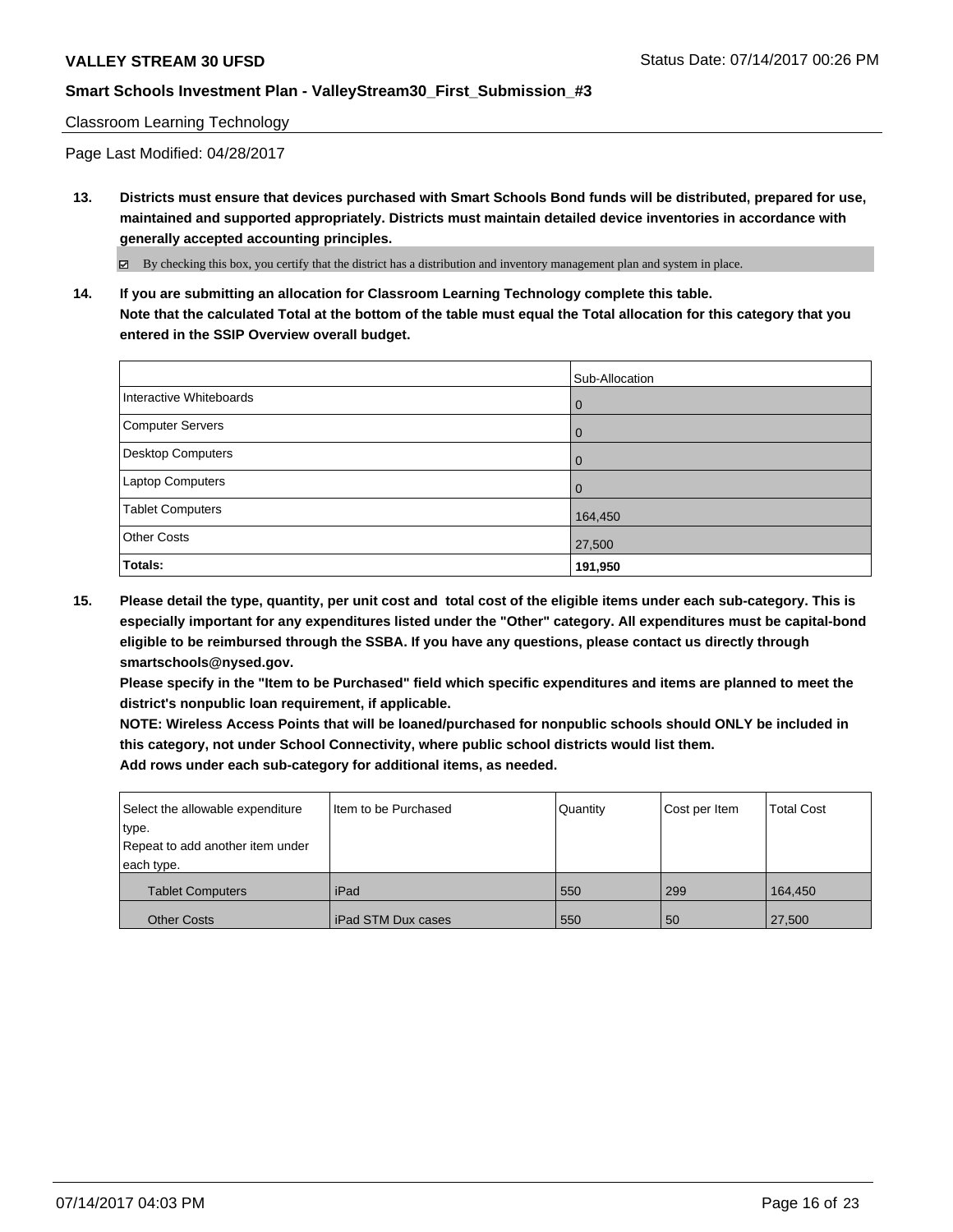Classroom Learning Technology

Page Last Modified: 04/28/2017

**13. Districts must ensure that devices purchased with Smart Schools Bond funds will be distributed, prepared for use, maintained and supported appropriately. Districts must maintain detailed device inventories in accordance with generally accepted accounting principles.**

☑ By checking this box, you certify that the district has a distribution and inventory management plan and system in place.

**14. If you are submitting an allocation for Classroom Learning Technology complete this table. Note that the calculated Total at the bottom of the table must equal the Total allocation for this category that you entered in the SSIP Overview overall budget.**

| | Sub-Allocation |
|---|---|
| Interactive Whiteboards | 0 |
| Computer Servers | 0 |
| Desktop Computers | 0 |
| Laptop Computers | 0 |
| Tablet Computers | 164,450 |
| Other Costs | 27,500 |
| **Totals:** | **191,950** |

**15. Please detail the type, quantity, per unit cost and total cost of the eligible items under each sub-category. This is especially important for any expenditures listed under the "Other" category. All expenditures must be capital-bond eligible to be reimbursed through the SSBA. If you have any questions, please contact us directly through smartschools@nysed.gov.**

**Please specify in the "Item to be Purchased" field which specific expenditures and items are planned to meet the district's nonpublic loan requirement, if applicable.**

**NOTE: Wireless Access Points that will be loaned/purchased for nonpublic schools should ONLY be included in this category, not under School Connectivity, where public school districts would list them.**

**Add rows under each sub-category for additional items, as needed.**

| Select the allowable expenditure type. Repeat to add another item under each type. | Item to be Purchased | Quantity | Cost per Item | Total Cost |
|---|---|---|---|---|
| Tablet Computers | iPad | 550 | 299 | 164,450 |
| Other Costs | iPad STM Dux cases | 550 | 50 | 27,500 |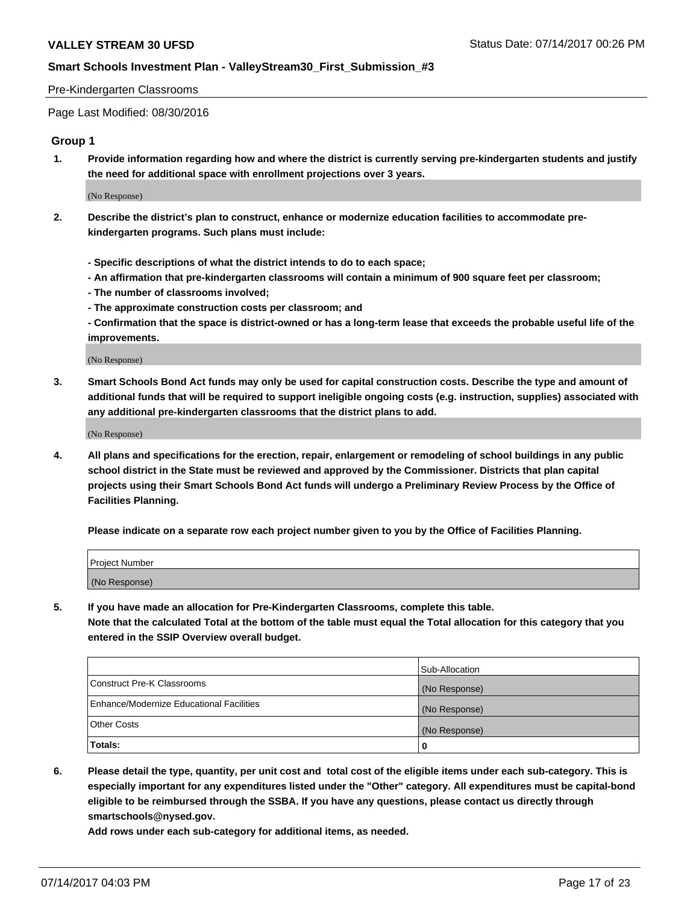Pre-Kindergarten Classrooms

Page Last Modified: 08/30/2016

## Group 1

**1. Provide information regarding how and where the district is currently serving pre-kindergarten students and justify the need for additional space with enrollment projections over 3 years.**

(No Response)

**2. Describe the district's plan to construct, enhance or modernize education facilities to accommodate pre-kindergarten programs. Such plans must include:**

**- Specific descriptions of what the district intends to do to each space;**
**- An affirmation that pre-kindergarten classrooms will contain a minimum of 900 square feet per classroom;**
**- The number of classrooms involved;**
**- The approximate construction costs per classroom; and**
**- Confirmation that the space is district-owned or has a long-term lease that exceeds the probable useful life of the improvements.**

(No Response)

**3. Smart Schools Bond Act funds may only be used for capital construction costs. Describe the type and amount of additional funds that will be required to support ineligible ongoing costs (e.g. instruction, supplies) associated with any additional pre-kindergarten classrooms that the district plans to add.**

(No Response)

**4. All plans and specifications for the erection, repair, enlargement or remodeling of school buildings in any public school district in the State must be reviewed and approved by the Commissioner. Districts that plan capital projects using their Smart Schools Bond Act funds will undergo a Preliminary Review Process by the Office of Facilities Planning.**

**Please indicate on a separate row each project number given to you by the Office of Facilities Planning.**

| Project Number |
|---|
| (No Response) |

**5. If you have made an allocation for Pre-Kindergarten Classrooms, complete this table.**
**Note that the calculated Total at the bottom of the table must equal the Total allocation for this category that you entered in the SSIP Overview overall budget.**

| | Sub-Allocation |
|---|---|
| Construct Pre-K Classrooms | (No Response) |
| Enhance/Modernize Educational Facilities | (No Response) |
| Other Costs | (No Response) |
| **Totals:** | **0** |

**6. Please detail the type, quantity, per unit cost and total cost of the eligible items under each sub-category. This is especially important for any expenditures listed under the "Other" category. All expenditures must be capital-bond eligible to be reimbursed through the SSBA. If you have any questions, please contact us directly through smartschools@nysed.gov.**

**Add rows under each sub-category for additional items, as needed.**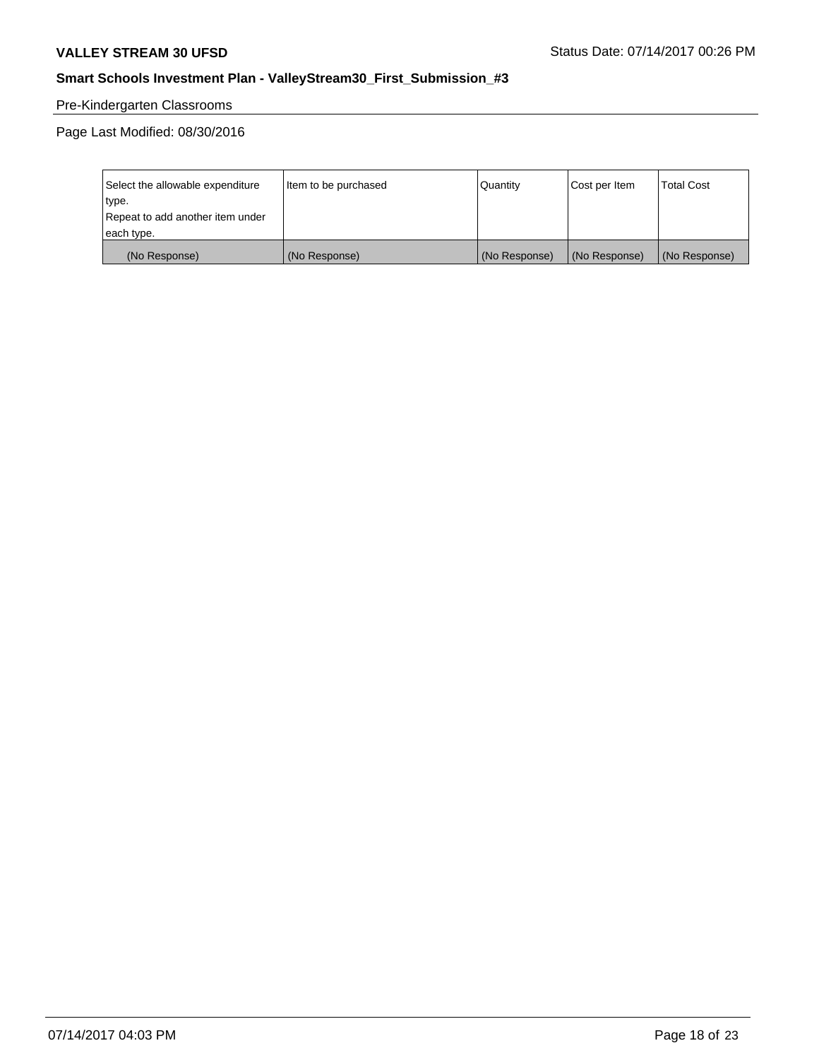Pre-Kindergarten Classrooms

Page Last Modified: 08/30/2016

| Select the allowable expenditure type. Repeat to add another item under each type. | Item to be purchased | Quantity | Cost per Item | Total Cost |
|---|---|---|---|---|
| (No Response) | (No Response) | (No Response) | (No Response) | (No Response) |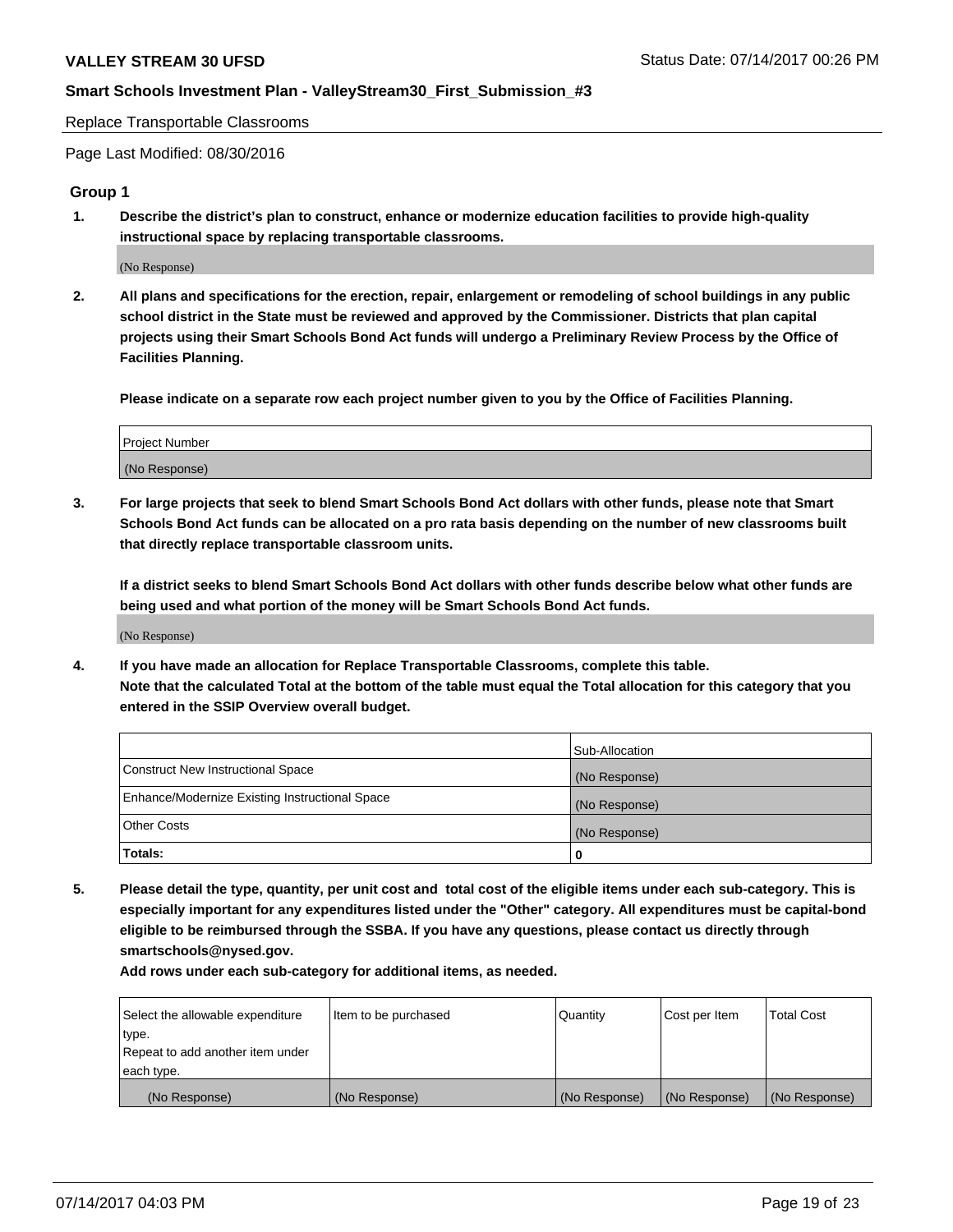Replace Transportable Classrooms

Page Last Modified: 08/30/2016

## Group 1

**1. Describe the district's plan to construct, enhance or modernize education facilities to provide high-quality instructional space by replacing transportable classrooms.**

(No Response)

**2. All plans and specifications for the erection, repair, enlargement or remodeling of school buildings in any public school district in the State must be reviewed and approved by the Commissioner. Districts that plan capital projects using their Smart Schools Bond Act funds will undergo a Preliminary Review Process by the Office of Facilities Planning.**

**Please indicate on a separate row each project number given to you by the Office of Facilities Planning.**

| Project Number |
|---|
| (No Response) |

**3. For large projects that seek to blend Smart Schools Bond Act dollars with other funds, please note that Smart Schools Bond Act funds can be allocated on a pro rata basis depending on the number of new classrooms built that directly replace transportable classroom units.**

**If a district seeks to blend Smart Schools Bond Act dollars with other funds describe below what other funds are being used and what portion of the money will be Smart Schools Bond Act funds.**

(No Response)

**4. If you have made an allocation for Replace Transportable Classrooms, complete this table. Note that the calculated Total at the bottom of the table must equal the Total allocation for this category that you entered in the SSIP Overview overall budget.**

| | Sub-Allocation |
|---|---|
| Construct New Instructional Space | (No Response) |
| Enhance/Modernize Existing Instructional Space | (No Response) |
| Other Costs | (No Response) |
| **Totals:** | **0** |

**5. Please detail the type, quantity, per unit cost and total cost of the eligible items under each sub-category. This is especially important for any expenditures listed under the "Other" category. All expenditures must be capital-bond eligible to be reimbursed through the SSBA. If you have any questions, please contact us directly through smartschools@nysed.gov.**

**Add rows under each sub-category for additional items, as needed.**

| Select the allowable expenditure type. Repeat to add another item under each type. | Item to be purchased | Quantity | Cost per Item | Total Cost |
|---|---|---|---|---|
| (No Response) | (No Response) | (No Response) | (No Response) | (No Response) |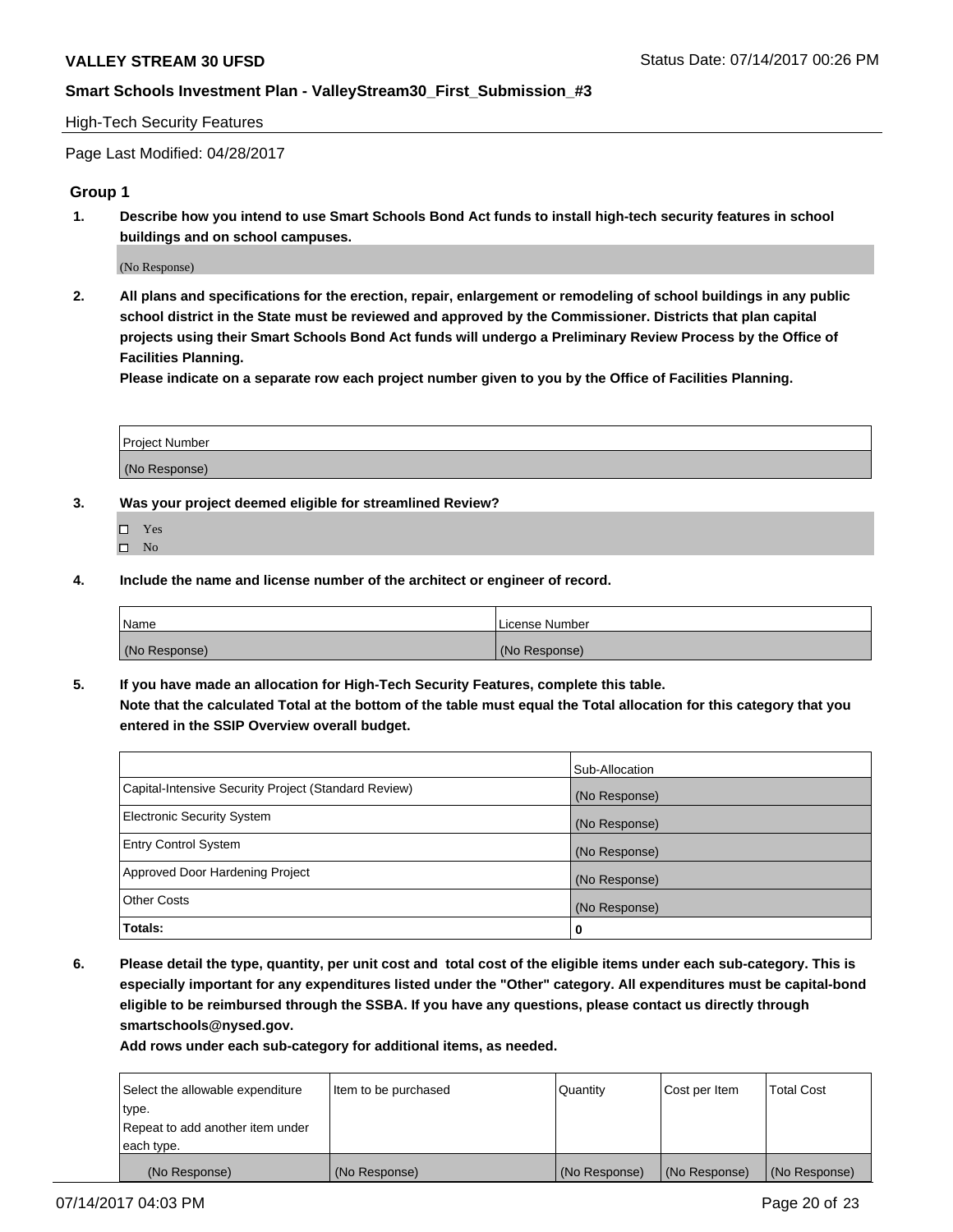High-Tech Security Features

Page Last Modified: 04/28/2017

## Group 1

**1. Describe how you intend to use Smart Schools Bond Act funds to install high-tech security features in school buildings and on school campuses.**

(No Response)

**2. All plans and specifications for the erection, repair, enlargement or remodeling of school buildings in any public school district in the State must be reviewed and approved by the Commissioner. Districts that plan capital projects using their Smart Schools Bond Act funds will undergo a Preliminary Review Process by the Office of Facilities Planning.**

**Please indicate on a separate row each project number given to you by the Office of Facilities Planning.**

| Project Number |
|---|
| (No Response) |

**3. Was your project deemed eligible for streamlined Review?**

- ☐ Yes
- ☐ No

**4. Include the name and license number of the architect or engineer of record.**

| Name | License Number |
|---|---|
| (No Response) | (No Response) |

**5. If you have made an allocation for High-Tech Security Features, complete this table.**
**Note that the calculated Total at the bottom of the table must equal the Total allocation for this category that you entered in the SSIP Overview overall budget.**

| | Sub-Allocation |
|---|---|
| Capital-Intensive Security Project (Standard Review) | (No Response) |
| Electronic Security System | (No Response) |
| Entry Control System | (No Response) |
| Approved Door Hardening Project | (No Response) |
| Other Costs | (No Response) |
| **Totals:** | **0** |

**6. Please detail the type, quantity, per unit cost and total cost of the eligible items under each sub-category. This is especially important for any expenditures listed under the "Other" category. All expenditures must be capital-bond eligible to be reimbursed through the SSBA. If you have any questions, please contact us directly through smartschools@nysed.gov.**

**Add rows under each sub-category for additional items, as needed.**

| Select the allowable expenditure type. Repeat to add another item under each type. | Item to be purchased | Quantity | Cost per Item | Total Cost |
|---|---|---|---|---|
| (No Response) | (No Response) | (No Response) | (No Response) | (No Response) |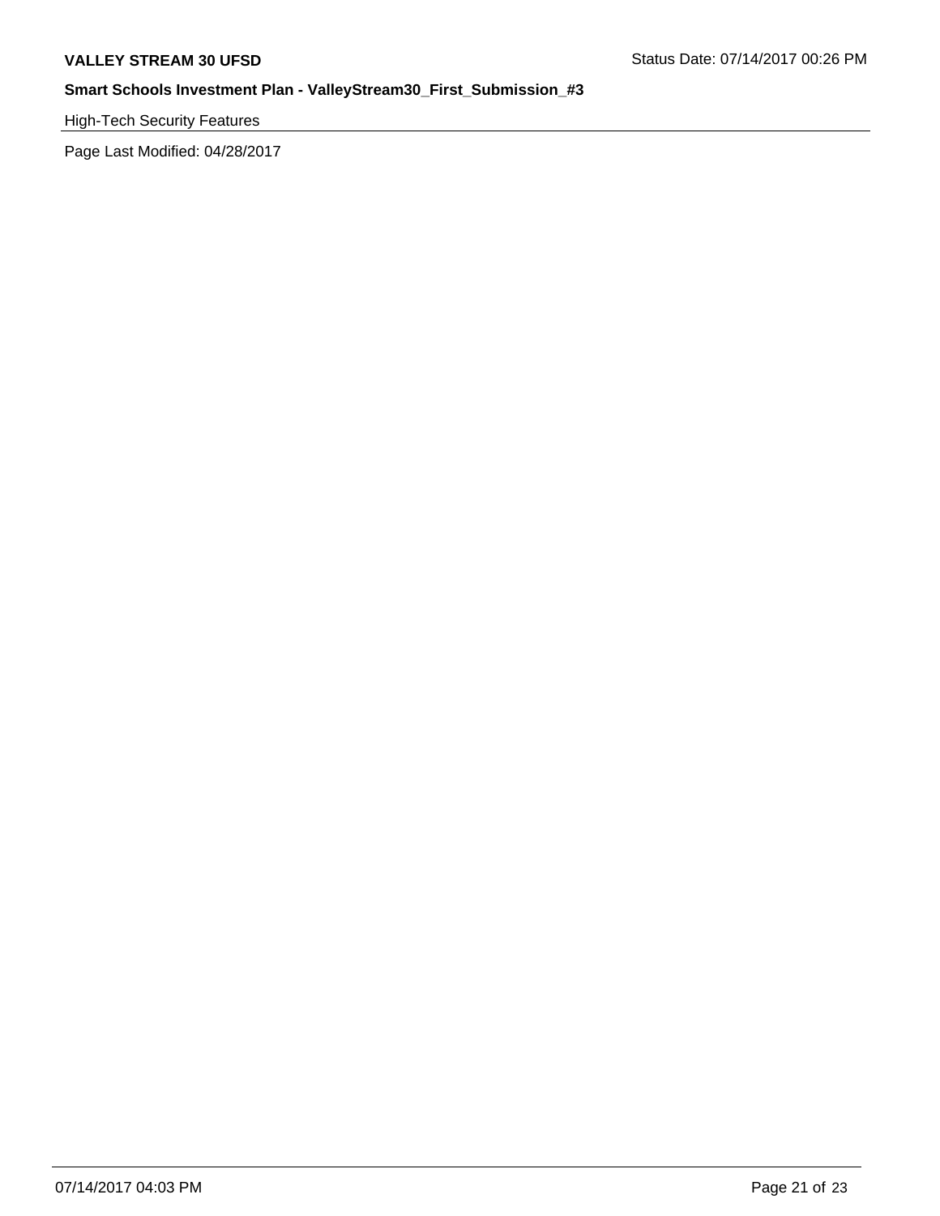High-Tech Security Features

Page Last Modified: 04/28/2017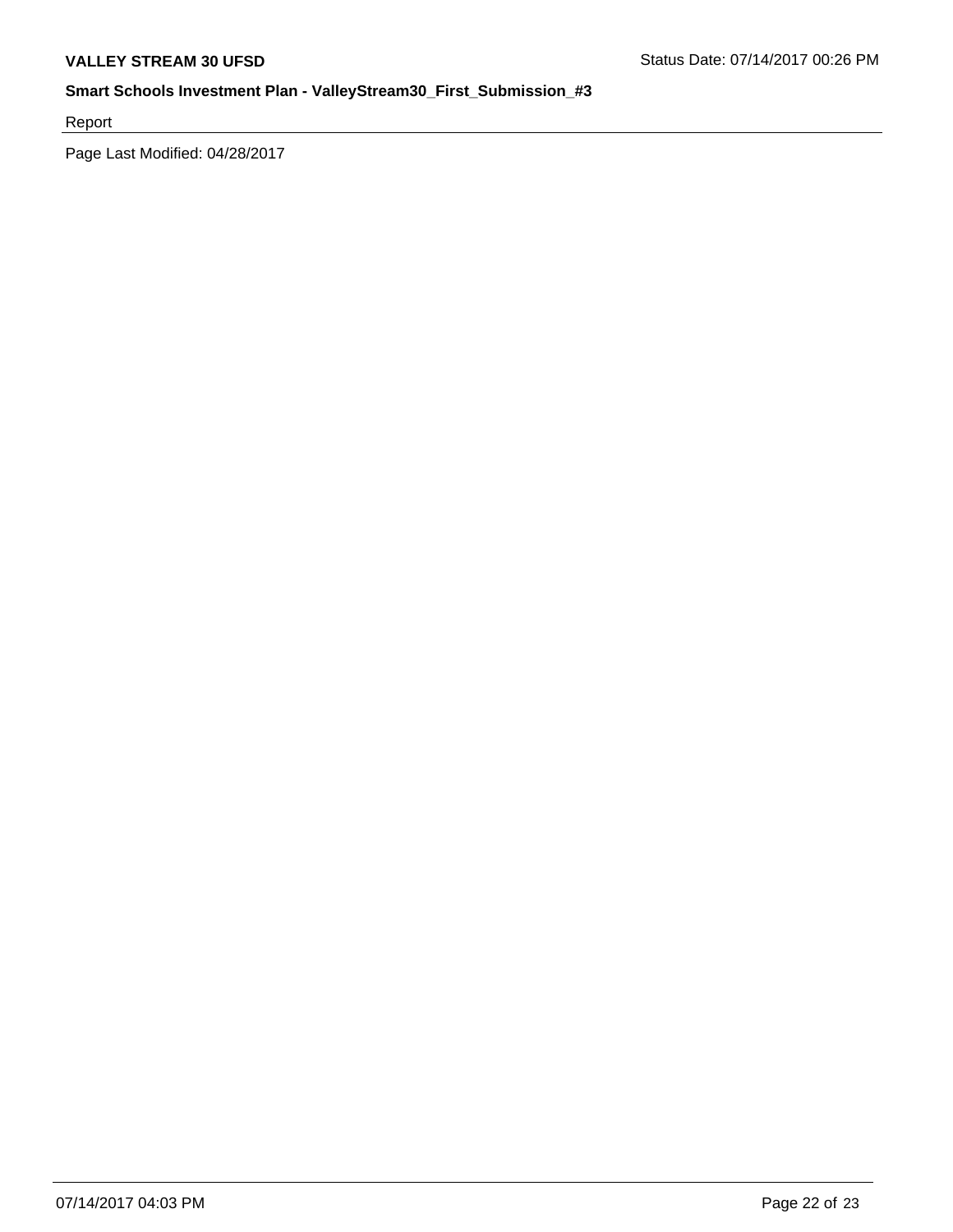Report

Page Last Modified: 04/28/2017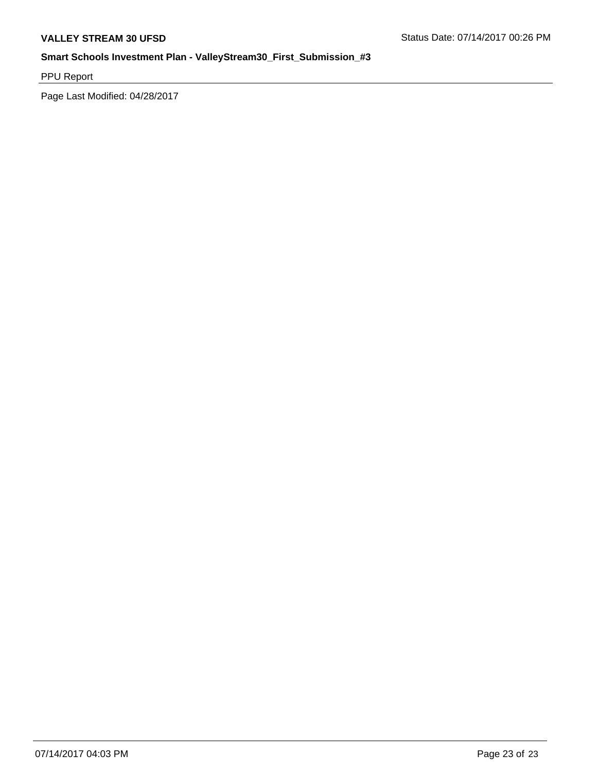Page Last Modified: 04/28/2017